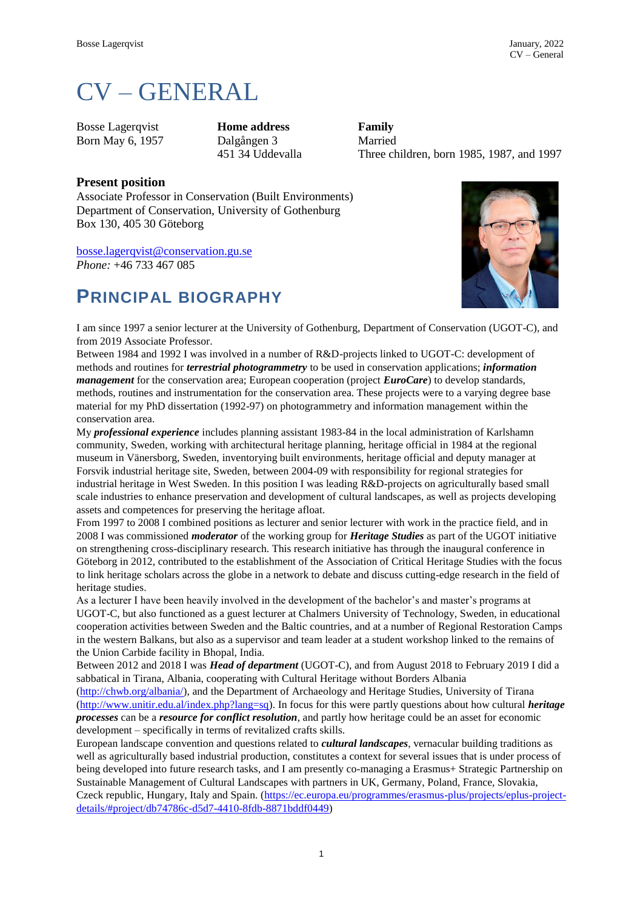# CV – GENERAL

Bosse Lagerqvist
Born May 6, 1957

**Home address**
Dalgången 3
451 34 Uddevalla

**Family**
Married
Three children, born 1985, 1987, and 1997

**Present position**
Associate Professor in Conservation (Built Environments)
Department of Conservation, University of Gothenburg
Box 130, 405 30 Göteborg

bosse.lagerqvist@conservation.gu.se
*Phone:* +46 733 467 085

## PRINCIPAL BIOGRAPHY

I am since 1997 a senior lecturer at the University of Gothenburg, Department of Conservation (UGOT-C), and from 2019 Associate Professor.
Between 1984 and 1992 I was involved in a number of R&D-projects linked to UGOT-C: development of methods and routines for ***terrestrial photogrammetry*** to be used in conservation applications; ***information management*** for the conservation area; European cooperation (project ***EuroCare***) to develop standards, methods, routines and instrumentation for the conservation area. These projects were to a varying degree base material for my PhD dissertation (1992-97) on photogrammetry and information management within the conservation area.
My ***professional experience*** includes planning assistant 1983-84 in the local administration of Karlshamn community, Sweden, working with architectural heritage planning, heritage official in 1984 at the regional museum in Vänersborg, Sweden, inventorying built environments, heritage official and deputy manager at Forsvik industrial heritage site, Sweden, between 2004-09 with responsibility for regional strategies for industrial heritage in West Sweden. In this position I was leading R&D-projects on agriculturally based small scale industries to enhance preservation and development of cultural landscapes, as well as projects developing assets and competences for preserving the heritage afloat.
From 1997 to 2008 I combined positions as lecturer and senior lecturer with work in the practice field, and in 2008 I was commissioned ***moderator*** of the working group for ***Heritage Studies*** as part of the UGOT initiative on strengthening cross-disciplinary research. This research initiative has through the inaugural conference in Göteborg in 2012, contributed to the establishment of the Association of Critical Heritage Studies with the focus to link heritage scholars across the globe in a network to debate and discuss cutting-edge research in the field of heritage studies.
As a lecturer I have been heavily involved in the development of the bachelor's and master's programs at UGOT-C, but also functioned as a guest lecturer at Chalmers University of Technology, Sweden, in educational cooperation activities between Sweden and the Baltic countries, and at a number of Regional Restoration Camps in the western Balkans, but also as a supervisor and team leader at a student workshop linked to the remains of the Union Carbide facility in Bhopal, India.
Between 2012 and 2018 I was ***Head of department*** (UGOT-C), and from August 2018 to February 2019 I did a sabbatical in Tirana, Albania, cooperating with Cultural Heritage without Borders Albania (http://chwb.org/albania/), and the Department of Archaeology and Heritage Studies, University of Tirana (http://www.unitir.edu.al/index.php?lang=sq). In focus for this were partly questions about how cultural ***heritage processes*** can be a ***resource for conflict resolution***, and partly how heritage could be an asset for economic development – specifically in terms of revitalized crafts skills.
European landscape convention and questions related to ***cultural landscapes***, vernacular building traditions as well as agriculturally based industrial production, constitutes a context for several issues that is under process of being developed into future research tasks, and I am presently co-managing a Erasmus+ Strategic Partnership on Sustainable Management of Cultural Landscapes with partners in UK, Germany, Poland, France, Slovakia, Czeck republic, Hungary, Italy and Spain. (https://ec.europa.eu/programmes/erasmus-plus/projects/eplus-project-details/#project/db74786c-d5d7-4410-8fdb-8871bddf0449)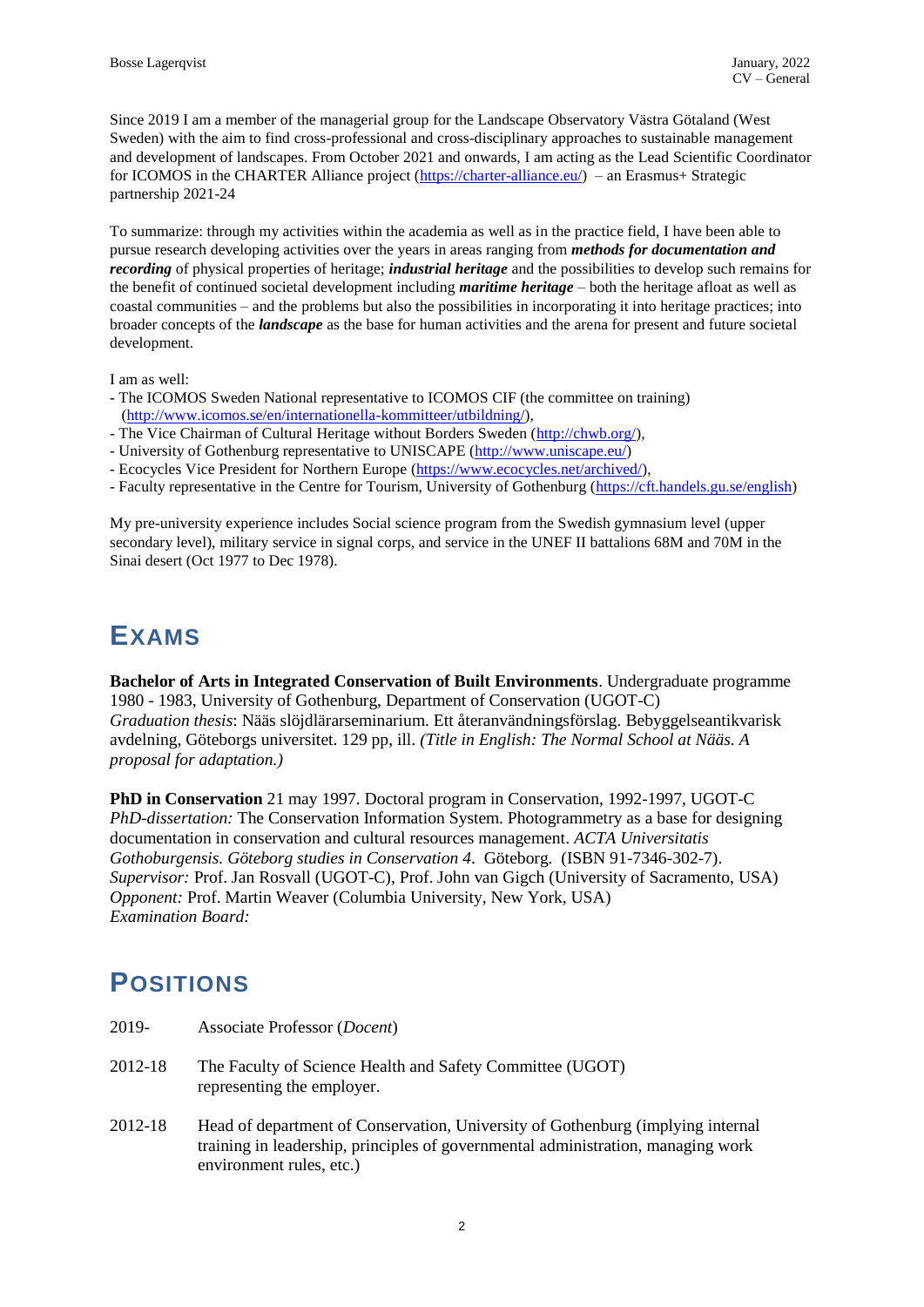Since 2019 I am a member of the managerial group for the Landscape Observatory Västra Götaland (West Sweden) with the aim to find cross-professional and cross-disciplinary approaches to sustainable management and development of landscapes. From October 2021 and onwards, I am acting as the Lead Scientific Coordinator for ICOMOS in the CHARTER Alliance project (https://charter-alliance.eu/) – an Erasmus+ Strategic partnership 2021-24

To summarize: through my activities within the academia as well as in the practice field, I have been able to pursue research developing activities over the years in areas ranging from ***methods for documentation and recording*** of physical properties of heritage; ***industrial heritage*** and the possibilities to develop such remains for the benefit of continued societal development including ***maritime heritage*** – both the heritage afloat as well as coastal communities – and the problems but also the possibilities in incorporating it into heritage practices; into broader concepts of the ***landscape*** as the base for human activities and the arena for present and future societal development.

I am as well:
- The ICOMOS Sweden National representative to ICOMOS CIF (the committee on training) (http://www.icomos.se/en/internationella-kommitteer/utbildning/),
- The Vice Chairman of Cultural Heritage without Borders Sweden (http://chwb.org/),
- University of Gothenburg representative to UNISCAPE (http://www.uniscape.eu/)
- Ecocycles Vice President for Northern Europe (https://www.ecocycles.net/archived/),
- Faculty representative in the Centre for Tourism, University of Gothenburg (https://cft.handels.gu.se/english)

My pre-university experience includes Social science program from the Swedish gymnasium level (upper secondary level), military service in signal corps, and service in the UNEF II battalions 68M and 70M in the Sinai desert (Oct 1977 to Dec 1978).

# EXAMS

**Bachelor of Arts in Integrated Conservation of Built Environments**. Undergraduate programme 1980 - 1983, University of Gothenburg, Department of Conservation (UGOT-C)
*Graduation thesis*: Nääs slöjdlärarseminarium. Ett återanvändningsförslag. Bebyggelseantikvarisk avdelning, Göteborgs universitet. 129 pp, ill. *(Title in English: The Normal School at Nääs. A proposal for adaptation.)*

**PhD in Conservation** 21 may 1997. Doctoral program in Conservation, 1992-1997, UGOT-C
*PhD-dissertation:* The Conservation Information System. Photogrammetry as a base for designing documentation in conservation and cultural resources management. *ACTA Universitatis Gothoburgensis. Göteborg studies in Conservation 4*. Göteborg. (ISBN 91-7346-302-7).
*Supervisor:* Prof. Jan Rosvall (UGOT-C), Prof. John van Gigch (University of Sacramento, USA)
*Opponent:* Prof. Martin Weaver (Columbia University, New York, USA)
*Examination Board:*

# POSITIONS

2019- Associate Professor (*Docent*)

2012-18 The Faculty of Science Health and Safety Committee (UGOT) representing the employer.

2012-18 Head of department of Conservation, University of Gothenburg (implying internal training in leadership, principles of governmental administration, managing work environment rules, etc.)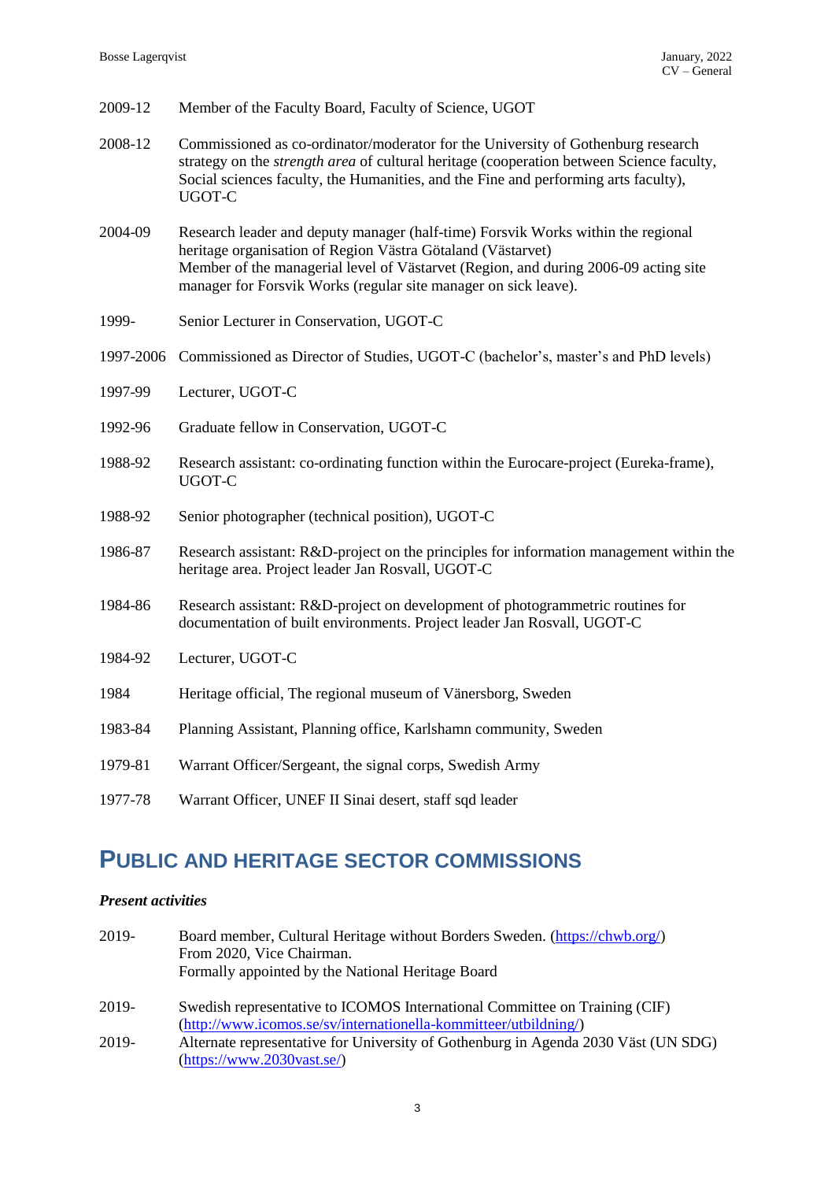2009-12 Member of the Faculty Board, Faculty of Science, UGOT

2008-12 Commissioned as co-ordinator/moderator for the University of Gothenburg research strategy on the *strength area* of cultural heritage (cooperation between Science faculty, Social sciences faculty, the Humanities, and the Fine and performing arts faculty), UGOT-C

2004-09 Research leader and deputy manager (half-time) Forsvik Works within the regional heritage organisation of Region Västra Götaland (Västarvet)
Member of the managerial level of Västarvet (Region, and during 2006-09 acting site manager for Forsvik Works (regular site manager on sick leave).

1999- Senior Lecturer in Conservation, UGOT-C

1997-2006 Commissioned as Director of Studies, UGOT-C (bachelor's, master's and PhD levels)

1997-99 Lecturer, UGOT-C

1992-96 Graduate fellow in Conservation, UGOT-C

1988-92 Research assistant: co-ordinating function within the Eurocare-project (Eureka-frame), UGOT-C

1988-92 Senior photographer (technical position), UGOT-C

1986-87 Research assistant: R&D-project on the principles for information management within the heritage area. Project leader Jan Rosvall, UGOT-C

1984-86 Research assistant: R&D-project on development of photogrammetric routines for documentation of built environments. Project leader Jan Rosvall, UGOT-C

1984-92 Lecturer, UGOT-C

1984 Heritage official, The regional museum of Vänersborg, Sweden

1983-84 Planning Assistant, Planning office, Karlshamn community, Sweden

1979-81 Warrant Officer/Sergeant, the signal corps, Swedish Army

1977-78 Warrant Officer, UNEF II Sinai desert, staff sqd leader

# PUBLIC AND HERITAGE SECTOR COMMISSIONS

***Present activities***

2019- Board member, Cultural Heritage without Borders Sweden. (https://chwb.org/)
From 2020, Vice Chairman.
Formally appointed by the National Heritage Board

2019- Swedish representative to ICOMOS International Committee on Training (CIF) (http://www.icomos.se/sv/internationella-kommitteer/utbildning/)

2019- Alternate representative for University of Gothenburg in Agenda 2030 Väst (UN SDG) (https://www.2030vast.se/)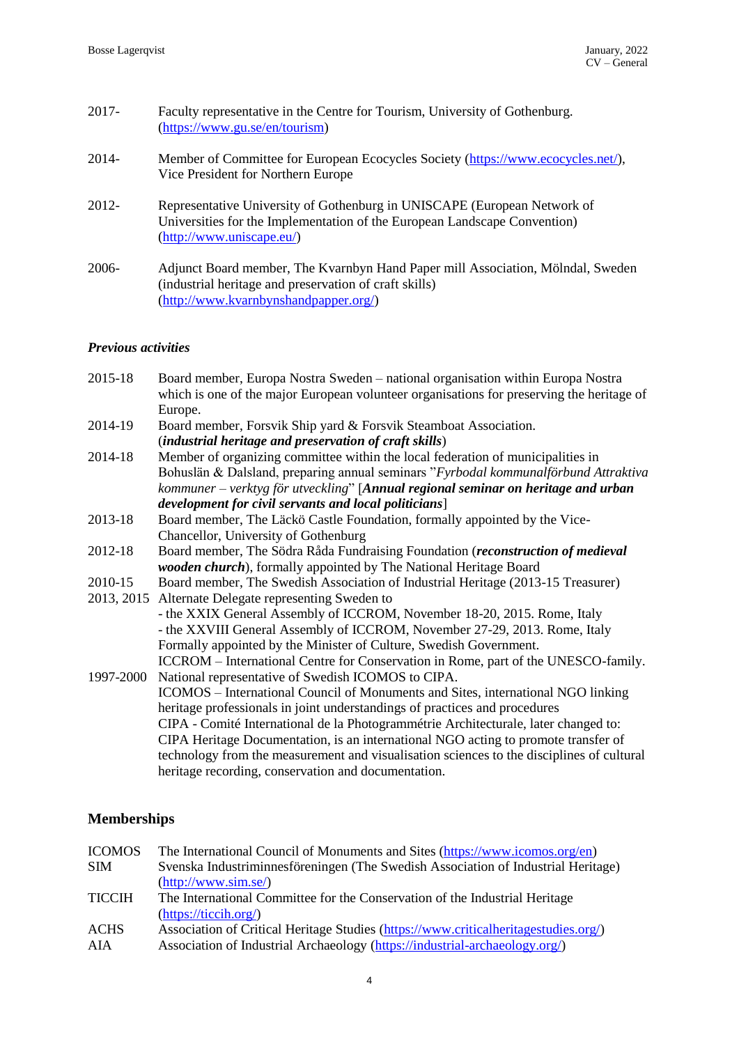2017- Faculty representative in the Centre for Tourism, University of Gothenburg. (https://www.gu.se/en/tourism)

2014- Member of Committee for European Ecocycles Society (https://www.ecocycles.net/), Vice President for Northern Europe

2012- Representative University of Gothenburg in UNISCAPE (European Network of Universities for the Implementation of the European Landscape Convention) (http://www.uniscape.eu/)

2006- Adjunct Board member, The Kvarnbyn Hand Paper mill Association, Mölndal, Sweden (industrial heritage and preservation of craft skills) (http://www.kvarnbynshandpapper.org/)

### *Previous activities*

2015-18 Board member, Europa Nostra Sweden – national organisation within Europa Nostra which is one of the major European volunteer organisations for preserving the heritage of Europe.

2014-19 Board member, Forsvik Ship yard & Forsvik Steamboat Association. (***industrial heritage and preservation of craft skills***)

2014-18 Member of organizing committee within the local federation of municipalities in Bohuslän & Dalsland, preparing annual seminars "*Fyrbodal kommunalförbund Attraktiva kommuner – verktyg för utveckling*" [***Annual regional seminar on heritage and urban development for civil servants and local politicians***]

2013-18 Board member, The Läckö Castle Foundation, formally appointed by the Vice-Chancellor, University of Gothenburg

2012-18 Board member, The Södra Råda Fundraising Foundation (***reconstruction of medieval wooden church***), formally appointed by The National Heritage Board

2010-15 Board member, The Swedish Association of Industrial Heritage (2013-15 Treasurer)

2013, 2015 Alternate Delegate representing Sweden to
- the XXIX General Assembly of ICCROM, November 18-20, 2015. Rome, Italy
- the XXVIII General Assembly of ICCROM, November 27-29, 2013. Rome, Italy
Formally appointed by the Minister of Culture, Swedish Government.
ICCROM – International Centre for Conservation in Rome, part of the UNESCO-family.

1997-2000 National representative of Swedish ICOMOS to CIPA.
ICOMOS – International Council of Monuments and Sites, international NGO linking heritage professionals in joint understandings of practices and procedures
CIPA - Comité International de la Photogrammétrie Architecturale, later changed to: CIPA Heritage Documentation, is an international NGO acting to promote transfer of technology from the measurement and visualisation sciences to the disciplines of cultural heritage recording, conservation and documentation.

## Memberships

ICOMOS The International Council of Monuments and Sites (https://www.icomos.org/en)
SIM Svenska Industriminnesföreningen (The Swedish Association of Industrial Heritage) (http://www.sim.se/)
TICCIH The International Committee for the Conservation of the Industrial Heritage (https://ticcih.org/)
ACHS Association of Critical Heritage Studies (https://www.criticalheritagestudies.org/)
AIA Association of Industrial Archaeology (https://industrial-archaeology.org/)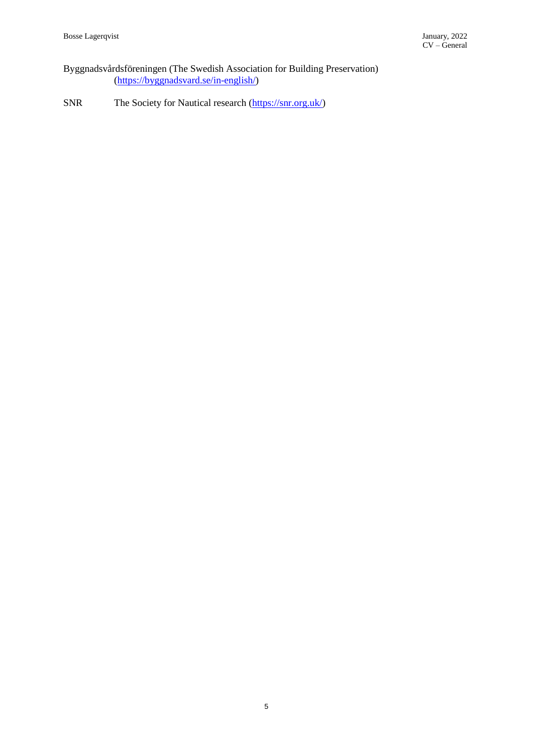Byggnadsvårdsföreningen (The Swedish Association for Building Preservation) (https://byggnadsvard.se/in-english/)

SNR The Society for Nautical research (https://snr.org.uk/)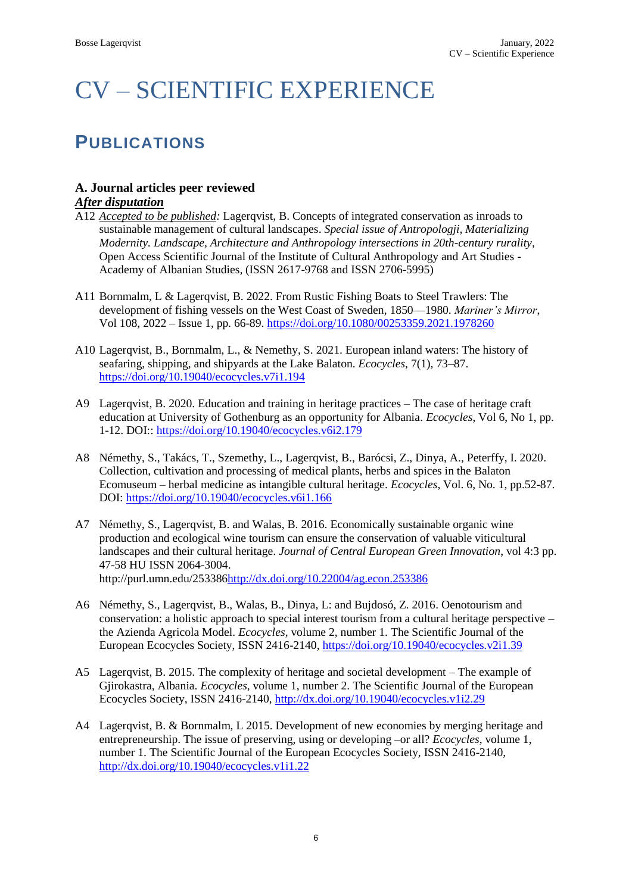# CV – SCIENTIFIC EXPERIENCE

## PUBLICATIONS

### A. Journal articles peer reviewed

***After disputation***

A12 *Accepted to be published:* Lagerqvist, B. Concepts of integrated conservation as inroads to sustainable management of cultural landscapes. *Special issue of Antropologji, Materializing Modernity. Landscape, Architecture and Anthropology intersections in 20th-century rurality*, Open Access Scientific Journal of the Institute of Cultural Anthropology and Art Studies - Academy of Albanian Studies, (ISSN 2617-9768 and ISSN 2706-5995)

A11 Bornmalm, L & Lagerqvist, B. 2022. From Rustic Fishing Boats to Steel Trawlers: The development of fishing vessels on the West Coast of Sweden, 1850—1980. *Mariner's Mirror*, Vol 108, 2022 – Issue 1, pp. 66-89. https://doi.org/10.1080/00253359.2021.1978260

A10 Lagerqvist, B., Bornmalm, L., & Nemethy, S. 2021. European inland waters: The history of seafaring, shipping, and shipyards at the Lake Balaton. *Ecocycles*, 7(1), 73–87. https://doi.org/10.19040/ecocycles.v7i1.194

A9 Lagerqvist, B. 2020. Education and training in heritage practices – The case of heritage craft education at University of Gothenburg as an opportunity for Albania. *Ecocycles*, Vol 6, No 1, pp. 1-12. DOI:: https://doi.org/10.19040/ecocycles.v6i2.179

A8 Némethy, S., Takács, T., Szemethy, L., Lagerqvist, B., Barócsi, Z., Dinya, A., Peterffy, I. 2020. Collection, cultivation and processing of medical plants, herbs and spices in the Balaton Ecomuseum – herbal medicine as intangible cultural heritage. *Ecocycles*, Vol. 6, No. 1, pp.52-87. DOI: https://doi.org/10.19040/ecocycles.v6i1.166

A7 Némethy, S., Lagerqvist, B. and Walas, B. 2016. Economically sustainable organic wine production and ecological wine tourism can ensure the conservation of valuable viticultural landscapes and their cultural heritage. *Journal of Central European Green Innovation*, vol 4:3 pp. 47-58 HU ISSN 2064-3004. http://purl.umn.edu/253386http://dx.doi.org/10.22004/ag.econ.253386

A6 Némethy, S., Lagerqvist, B., Walas, B., Dinya, L: and Bujdosó, Z. 2016. Oenotourism and conservation: a holistic approach to special interest tourism from a cultural heritage perspective – the Azienda Agricola Model. *Ecocycles*, volume 2, number 1. The Scientific Journal of the European Ecocycles Society, ISSN 2416-2140, https://doi.org/10.19040/ecocycles.v2i1.39

A5 Lagerqvist, B. 2015. The complexity of heritage and societal development – The example of Gjirokastra, Albania. *Ecocycles*, volume 1, number 2. The Scientific Journal of the European Ecocycles Society, ISSN 2416-2140, http://dx.doi.org/10.19040/ecocycles.v1i2.29

A4 Lagerqvist, B. & Bornmalm, L 2015. Development of new economies by merging heritage and entrepreneurship. The issue of preserving, using or developing –or all? *Ecocycles*, volume 1, number 1. The Scientific Journal of the European Ecocycles Society, ISSN 2416-2140, http://dx.doi.org/10.19040/ecocycles.v1i1.22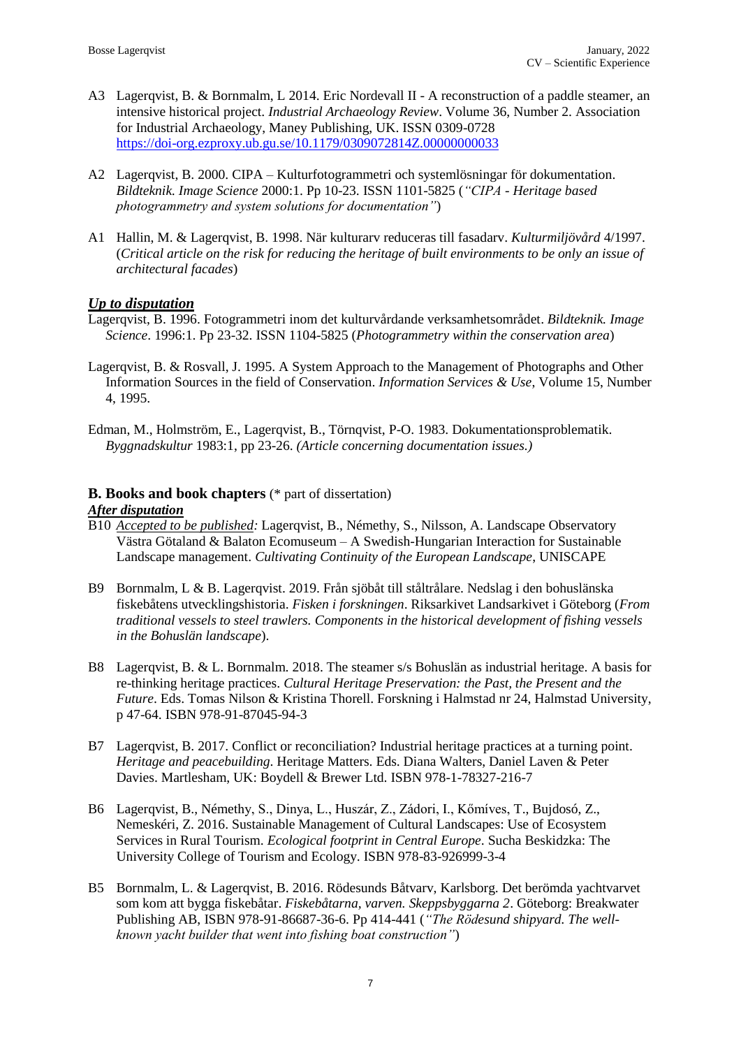A3 Lagerqvist, B. & Bornmalm, L 2014. Eric Nordevall II - A reconstruction of a paddle steamer, an intensive historical project. *Industrial Archaeology Review*. Volume 36, Number 2. Association for Industrial Archaeology, Maney Publishing, UK. ISSN 0309-0728 https://doi-org.ezproxy.ub.gu.se/10.1179/0309072814Z.00000000033

A2 Lagerqvist, B. 2000. CIPA – Kulturfotogrammetri och systemlösningar för dokumentation. *Bildteknik. Image Science* 2000:1. Pp 10-23. ISSN 1101-5825 (*"CIPA - Heritage based photogrammetry and system solutions for documentation"*)

A1 Hallin, M. & Lagerqvist, B. 1998. När kulturarv reduceras till fasadarv. *Kulturmiljövård* 4/1997. (*Critical article on the risk for reducing the heritage of built environments to be only an issue of architectural facades*)

***Up to disputation***

Lagerqvist, B. 1996. Fotogrammetri inom det kulturvårdande verksamhetsområdet. *Bildteknik. Image Science*. 1996:1. Pp 23-32. ISSN 1104-5825 (*Photogrammetry within the conservation area*)

Lagerqvist, B. & Rosvall, J. 1995. A System Approach to the Management of Photographs and Other Information Sources in the field of Conservation. *Information Services & Use*, Volume 15, Number 4, 1995.

Edman, M., Holmström, E., Lagerqvist, B., Törnqvist, P-O. 1983. Dokumentationsproblematik. *Byggnadskultur* 1983:1, pp 23-26. *(Article concerning documentation issues.)*

**B. Books and book chapters** (* part of dissertation)

***After disputation***

B10 *Accepted to be published:* Lagerqvist, B., Némethy, S., Nilsson, A. Landscape Observatory Västra Götaland & Balaton Ecomuseum – A Swedish-Hungarian Interaction for Sustainable Landscape management. *Cultivating Continuity of the European Landscape*, UNISCAPE

B9 Bornmalm, L & B. Lagerqvist. 2019. Från sjöbåt till ståltrålare. Nedslag i den bohuslänska fiskebåtens utvecklingshistoria. *Fisken i forskningen*. Riksarkivet Landsarkivet i Göteborg (*From traditional vessels to steel trawlers. Components in the historical development of fishing vessels in the Bohuslän landscape*).

B8 Lagerqvist, B. & L. Bornmalm. 2018. The steamer s/s Bohuslän as industrial heritage. A basis for re-thinking heritage practices. *Cultural Heritage Preservation: the Past, the Present and the Future*. Eds. Tomas Nilson & Kristina Thorell. Forskning i Halmstad nr 24, Halmstad University, p 47-64. ISBN 978-91-87045-94-3

B7 Lagerqvist, B. 2017. Conflict or reconciliation? Industrial heritage practices at a turning point. *Heritage and peacebuilding*. Heritage Matters. Eds. Diana Walters, Daniel Laven & Peter Davies. Martlesham, UK: Boydell & Brewer Ltd. ISBN 978-1-78327-216-7

B6 Lagerqvist, B., Némethy, S., Dinya, L., Huszár, Z., Zádori, I., Kőmíves, T., Bujdosó, Z., Nemeskéri, Z. 2016. Sustainable Management of Cultural Landscapes: Use of Ecosystem Services in Rural Tourism. *Ecological footprint in Central Europe*. Sucha Beskidzka: The University College of Tourism and Ecology. ISBN 978-83-926999-3-4

B5 Bornmalm, L. & Lagerqvist, B. 2016. Rödesunds Båtvarv, Karlsborg. Det berömda yachtvarvet som kom att bygga fiskebåtar. *Fiskebåtarna, varven. Skeppsbyggarna 2*. Göteborg: Breakwater Publishing AB, ISBN 978-91-86687-36-6. Pp 414-441 (*"The Rödesund shipyard. The well-known yacht builder that went into fishing boat construction"*)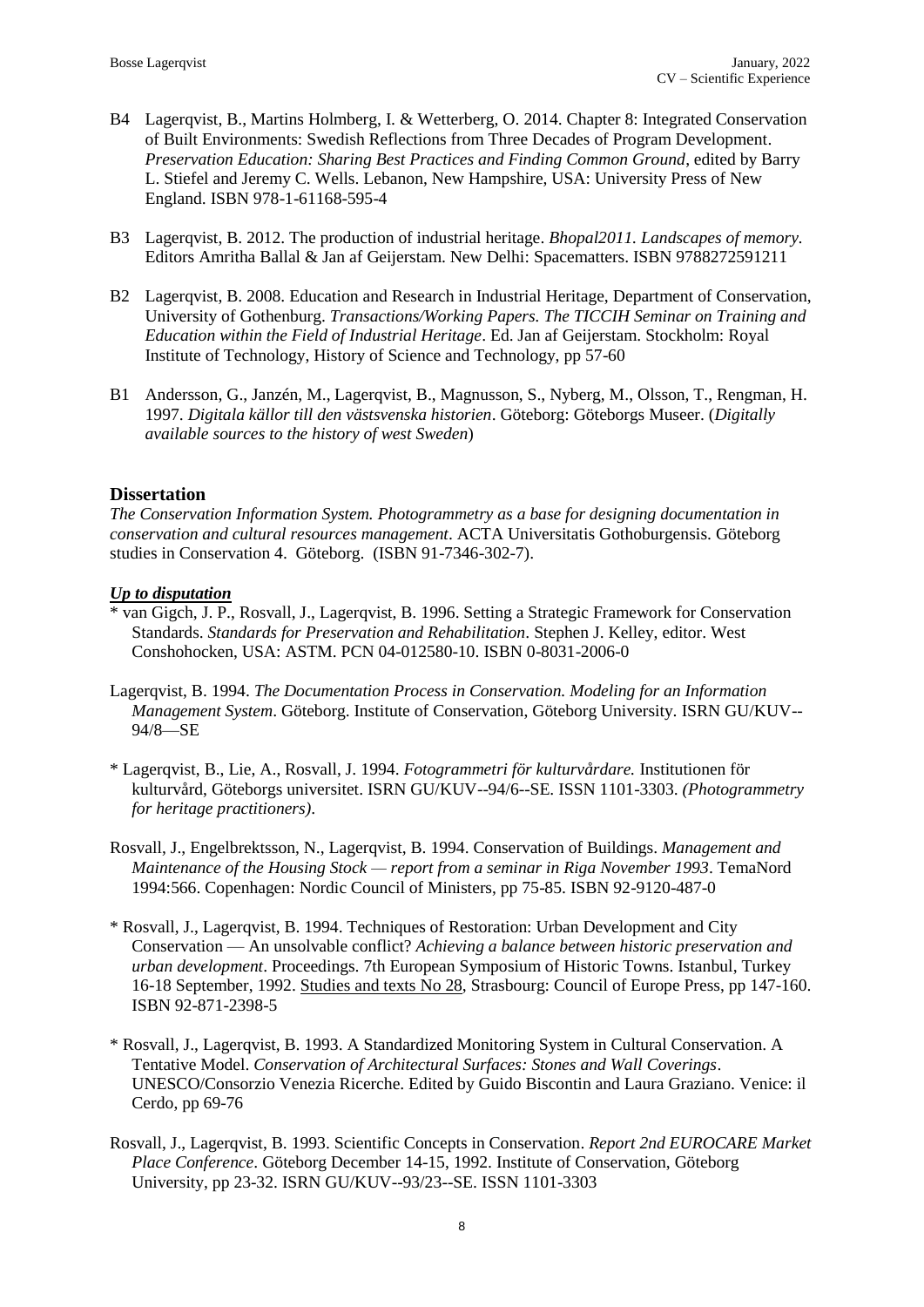B4 Lagerqvist, B., Martins Holmberg, I. & Wetterberg, O. 2014. Chapter 8: Integrated Conservation of Built Environments: Swedish Reflections from Three Decades of Program Development. *Preservation Education: Sharing Best Practices and Finding Common Ground*, edited by Barry L. Stiefel and Jeremy C. Wells. Lebanon, New Hampshire, USA: University Press of New England. ISBN 978-1-61168-595-4

B3 Lagerqvist, B. 2012. The production of industrial heritage. *Bhopal2011. Landscapes of memory.* Editors Amritha Ballal & Jan af Geijerstam. New Delhi: Spacematters. ISBN 9788272591211

B2 Lagerqvist, B. 2008. Education and Research in Industrial Heritage, Department of Conservation, University of Gothenburg. *Transactions/Working Papers. The TICCIH Seminar on Training and Education within the Field of Industrial Heritage*. Ed. Jan af Geijerstam. Stockholm: Royal Institute of Technology, History of Science and Technology, pp 57-60

B1 Andersson, G., Janzén, M., Lagerqvist, B., Magnusson, S., Nyberg, M., Olsson, T., Rengman, H. 1997. *Digitala källor till den västsvenska historien*. Göteborg: Göteborgs Museer. (*Digitally available sources to the history of west Sweden*)

## Dissertation

*The Conservation Information System. Photogrammetry as a base for designing documentation in conservation and cultural resources management*. ACTA Universitatis Gothoburgensis. Göteborg studies in Conservation 4. Göteborg. (ISBN 91-7346-302-7).

***Up to disputation***

* van Gigch, J. P., Rosvall, J., Lagerqvist, B. 1996. Setting a Strategic Framework for Conservation Standards. *Standards for Preservation and Rehabilitation*. Stephen J. Kelley, editor. West Conshohocken, USA: ASTM. PCN 04-012580-10. ISBN 0-8031-2006-0

Lagerqvist, B. 1994. *The Documentation Process in Conservation. Modeling for an Information Management System*. Göteborg. Institute of Conservation, Göteborg University. ISRN GU/KUV--94/8—SE

* Lagerqvist, B., Lie, A., Rosvall, J. 1994. *Fotogrammetri för kulturvårdare.* Institutionen för kulturvård, Göteborgs universitet. ISRN GU/KUV--94/6--SE. ISSN 1101-3303. *(Photogrammetry for heritage practitioners)*.

Rosvall, J., Engelbrektsson, N., Lagerqvist, B. 1994. Conservation of Buildings. *Management and Maintenance of the Housing Stock — report from a seminar in Riga November 1993*. TemaNord 1994:566. Copenhagen: Nordic Council of Ministers, pp 75-85. ISBN 92-9120-487-0

* Rosvall, J., Lagerqvist, B. 1994. Techniques of Restoration: Urban Development and City Conservation — An unsolvable conflict? *Achieving a balance between historic preservation and urban development*. Proceedings. 7th European Symposium of Historic Towns. Istanbul, Turkey 16-18 September, 1992. Studies and texts No 28, Strasbourg: Council of Europe Press, pp 147-160. ISBN 92-871-2398-5

* Rosvall, J., Lagerqvist, B. 1993. A Standardized Monitoring System in Cultural Conservation. A Tentative Model. *Conservation of Architectural Surfaces: Stones and Wall Coverings*. UNESCO/Consorzio Venezia Ricerche. Edited by Guido Biscontin and Laura Graziano. Venice: il Cerdo, pp 69-76

Rosvall, J., Lagerqvist, B. 1993. Scientific Concepts in Conservation. *Report 2nd EUROCARE Market Place Conference*. Göteborg December 14-15, 1992. Institute of Conservation, Göteborg University, pp 23-32. ISRN GU/KUV--93/23--SE. ISSN 1101-3303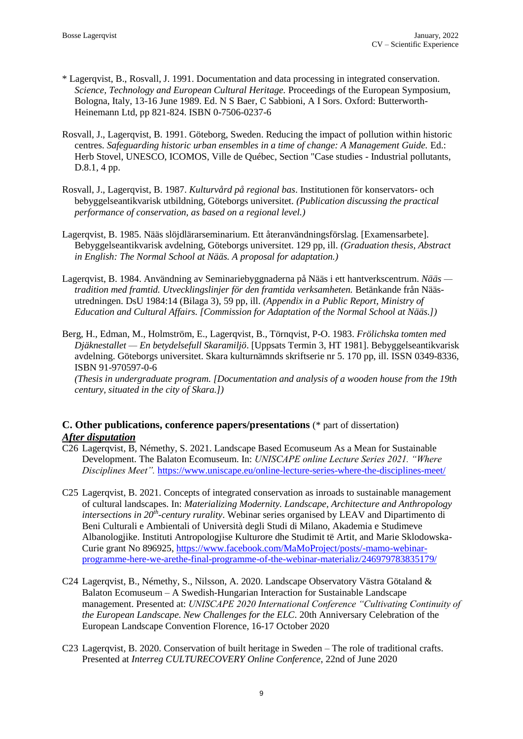\* Lagerqvist, B., Rosvall, J. 1991. Documentation and data processing in integrated conservation. *Science, Technology and European Cultural Heritage.* Proceedings of the European Symposium, Bologna, Italy, 13-16 June 1989. Ed. N S Baer, C Sabbioni, A I Sors. Oxford: Butterworth-Heinemann Ltd, pp 821-824. ISBN 0-7506-0237-6

Rosvall, J., Lagerqvist, B. 1991. Göteborg, Sweden. Reducing the impact of pollution within historic centres. *Safeguarding historic urban ensembles in a time of change: A Management Guide.* Ed.: Herb Stovel, UNESCO, ICOMOS, Ville de Québec, Section "Case studies - Industrial pollutants, D.8.1, 4 pp.

Rosvall, J., Lagerqvist, B. 1987. *Kulturvård på regional bas*. Institutionen för konservators- och bebyggelseantikvarisk utbildning, Göteborgs universitet. *(Publication discussing the practical performance of conservation, as based on a regional level.)*

Lagerqvist, B. 1985. Nääs slöjdlärarseminarium. Ett återanvändningsförslag. [Examensarbete]. Bebyggelseantikvarisk avdelning, Göteborgs universitet. 129 pp, ill. *(Graduation thesis, Abstract in English: The Normal School at Nääs. A proposal for adaptation.)*

Lagerqvist, B. 1984. Användning av Seminariebyggnaderna på Nääs i ett hantverkscentrum. *Nääs — tradition med framtid. Utvecklingslinjer för den framtida verksamheten.* Betänkande från Nääs-utredningen. DsU 1984:14 (Bilaga 3), 59 pp, ill. *(Appendix in a Public Report, Ministry of Education and Cultural Affairs. [Commission for Adaptation of the Normal School at Nääs.])*

Berg, H., Edman, M., Holmström, E., Lagerqvist, B., Törnqvist, P-O. 1983. *Frölichska tomten med Djäknestallet — En betydelsefull Skaramiljö*. [Uppsats Termin 3, HT 1981]. Bebyggelseantikvarisk avdelning. Göteborgs universitet. Skara kulturnämnds skriftserie nr 5. 170 pp, ill. ISSN 0349-8336, ISBN 91-970597-0-6
*(Thesis in undergraduate program. [Documentation and analysis of a wooden house from the 19th century, situated in the city of Skara.])*

## C. Other publications, conference papers/presentations (* part of dissertation)

***After disputation***

C26 Lagerqvist, B, Néméthy, S. 2021. Landscape Based Ecomuseum As a Mean for Sustainable Development. The Balaton Ecomuseum. In: *UNISCAPE online Lecture Series 2021. "Where Disciplines Meet".* https://www.uniscape.eu/online-lecture-series-where-the-disciplines-meet/

C25 Lagerqvist, B. 2021. Concepts of integrated conservation as inroads to sustainable management of cultural landscapes. In: *Materializing Modernity. Landscape, Architecture and Anthropology intersections in 20th-century rurality*. Webinar series organised by LEAV and Dipartimento di Beni Culturali e Ambientali of Università degli Studi di Milano, Akademia e Studimeve Albanologjike. Instituti Antropologjise Kulturore dhe Studimit të Artit, and Marie Sklodowska-Curie grant No 896925, https://www.facebook.com/MaMoProject/posts/-mamo-webinar-programme-here-we-arethe-final-programme-of-the-webinar-materializ/246979783835179/

C24 Lagerqvist, B., Néméthy, S., Nilsson, A. 2020. Landscape Observatory Västra Götaland & Balaton Ecomuseum – A Swedish-Hungarian Interaction for Sustainable Landscape management. Presented at: *UNISCAPE 2020 International Conference "Cultivating Continuity of the European Landscape. New Challenges for the ELC*. 20th Anniversary Celebration of the European Landscape Convention Florence, 16-17 October 2020

C23 Lagerqvist, B. 2020. Conservation of built heritage in Sweden – The role of traditional crafts. Presented at *Interreg CULTURECOVERY Online Conference*, 22nd of June 2020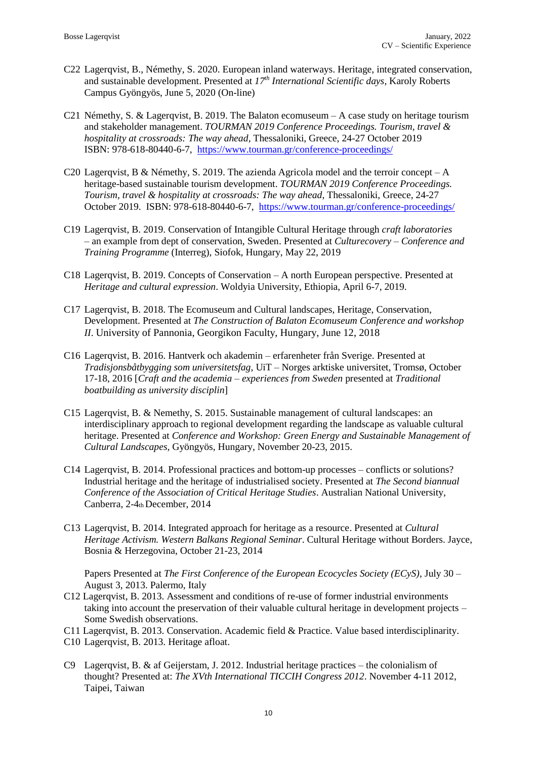C22 Lagerqvist, B., Némethy, S. 2020. European inland waterways. Heritage, integrated conservation, and sustainable development. Presented at *17th International Scientific days*, Karoly Roberts Campus Gyöngyös, June 5, 2020 (On-line)

C21 Némethy, S. & Lagerqvist, B. 2019. The Balaton ecomuseum – A case study on heritage tourism and stakeholder management. *TOURMAN 2019 Conference Proceedings. Tourism, travel & hospitality at crossroads: The way ahead*, Thessaloniki, Greece, 24-27 October 2019 ISBN: 978-618-80440-6-7, https://www.tourman.gr/conference-proceedings/

C20 Lagerqvist, B & Némethy, S. 2019. The azienda Agricola model and the terroir concept – A heritage-based sustainable tourism development. *TOURMAN 2019 Conference Proceedings. Tourism, travel & hospitality at crossroads: The way ahead*, Thessaloniki, Greece, 24-27 October 2019. ISBN: 978-618-80440-6-7, https://www.tourman.gr/conference-proceedings/

C19 Lagerqvist, B. 2019. Conservation of Intangible Cultural Heritage through *craft laboratories* – an example from dept of conservation, Sweden. Presented at *Culturecovery – Conference and Training Programme* (Interreg), Siofok, Hungary, May 22, 2019

C18 Lagerqvist, B. 2019. Concepts of Conservation – A north European perspective. Presented at *Heritage and cultural expression*. Woldyia University, Ethiopia, April 6-7, 2019.

C17 Lagerqvist, B. 2018. The Ecomuseum and Cultural landscapes, Heritage, Conservation, Development. Presented at *The Construction of Balaton Ecomuseum Conference and workshop II*. University of Pannonia, Georgikon Faculty, Hungary, June 12, 2018

C16 Lagerqvist, B. 2016. Hantverk och akademin – erfarenheter från Sverige. Presented at *Tradisjonsbåtbygging som universitetsfag*, UiT – Norges arktiske universitet, Tromsø, October 17-18, 2016 [*Craft and the academia – experiences from Sweden* presented at *Traditional boatbuilding as university disciplin*]

C15 Lagerqvist, B. & Nemethy, S. 2015. Sustainable management of cultural landscapes: an interdisciplinary approach to regional development regarding the landscape as valuable cultural heritage. Presented at *Conference and Workshop: Green Energy and Sustainable Management of Cultural Landscapes*, Gyöngyös, Hungary, November 20-23, 2015.

C14 Lagerqvist, B. 2014. Professional practices and bottom-up processes – conflicts or solutions? Industrial heritage and the heritage of industrialised society. Presented at *The Second biannual Conference of the Association of Critical Heritage Studies*. Australian National University, Canberra, 2-4th December, 2014

C13 Lagerqvist, B. 2014. Integrated approach for heritage as a resource. Presented at *Cultural Heritage Activism. Western Balkans Regional Seminar*. Cultural Heritage without Borders. Jayce, Bosnia & Herzegovina, October 21-23, 2014

Papers Presented at *The First Conference of the European Ecocycles Society (ECyS)*, July 30 – August 3, 2013. Palermo, Italy

C12 Lagerqvist, B. 2013. Assessment and conditions of re-use of former industrial environments taking into account the preservation of their valuable cultural heritage in development projects – Some Swedish observations.

C11 Lagerqvist, B. 2013. Conservation. Academic field & Practice. Value based interdisciplinarity.

C10 Lagerqvist, B. 2013. Heritage afloat.

C9 Lagerqvist, B. & af Geijerstam, J. 2012. Industrial heritage practices – the colonialism of thought? Presented at: *The XVth International TICCIH Congress 2012*. November 4-11 2012, Taipei, Taiwan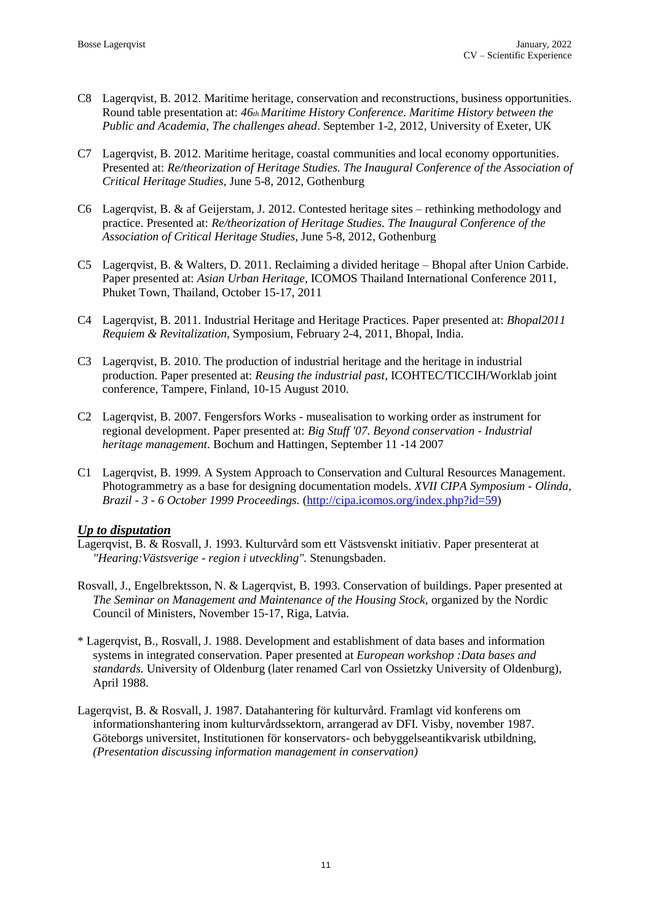C8 Lagerqvist, B. 2012. Maritime heritage, conservation and reconstructions, business opportunities. Round table presentation at: *46th Maritime History Conference. Maritime History between the Public and Academia, The challenges ahead*. September 1-2, 2012, University of Exeter, UK

C7 Lagerqvist, B. 2012. Maritime heritage, coastal communities and local economy opportunities. Presented at: *Re/theorization of Heritage Studies. The Inaugural Conference of the Association of Critical Heritage Studies*, June 5-8, 2012, Gothenburg

C6 Lagerqvist, B. & af Geijerstam, J. 2012. Contested heritage sites – rethinking methodology and practice. Presented at: *Re/theorization of Heritage Studies. The Inaugural Conference of the Association of Critical Heritage Studies*, June 5-8, 2012, Gothenburg

C5 Lagerqvist, B. & Walters, D. 2011. Reclaiming a divided heritage – Bhopal after Union Carbide. Paper presented at: *Asian Urban Heritage*, ICOMOS Thailand International Conference 2011, Phuket Town, Thailand, October 15-17, 2011

C4 Lagerqvist, B. 2011. Industrial Heritage and Heritage Practices. Paper presented at: *Bhopal2011 Requiem & Revitalization,* Symposium, February 2-4, 2011, Bhopal, India.

C3 Lagerqvist, B. 2010. The production of industrial heritage and the heritage in industrial production. Paper presented at: *Reusing the industrial past*, ICOHTEC/TICCIH/Worklab joint conference, Tampere, Finland, 10-15 August 2010.

C2 Lagerqvist, B. 2007. Fengersfors Works - musealisation to working order as instrument for regional development. Paper presented at: *Big Stuff '07. Beyond conservation - Industrial heritage management*. Bochum and Hattingen, September 11 -14 2007

C1 Lagerqvist, B. 1999. A System Approach to Conservation and Cultural Resources Management. Photogrammetry as a base for designing documentation models. *XVII CIPA Symposium - Olinda, Brazil - 3 - 6 October 1999 Proceedings.* (http://cipa.icomos.org/index.php?id=59)

## ***Up to disputation***

Lagerqvist, B. & Rosvall, J. 1993. Kulturvård som ett Västsvenskt initiativ. Paper presenterat at *"Hearing:Västsverige - region i utveckling".* Stenungsbaden.

Rosvall, J., Engelbrektsson, N. & Lagerqvist, B. 1993. Conservation of buildings. Paper presented at *The Seminar on Management and Maintenance of the Housing Stock,* organized by the Nordic Council of Ministers, November 15-17, Riga, Latvia.

* Lagerqvist, B., Rosvall, J. 1988. Development and establishment of data bases and information systems in integrated conservation. Paper presented at *European workshop :Data bases and standards.* University of Oldenburg (later renamed Carl von Ossietzky University of Oldenburg), April 1988.

Lagerqvist, B. & Rosvall, J. 1987. Datahantering för kulturvård. Framlagt vid konferens om informationshantering inom kulturvårdssektorn, arrangerad av DFI. Visby, november 1987. Göteborgs universitet, Institutionen för konservators- och bebyggelseantikvarisk utbildning, *(Presentation discussing information management in conservation)*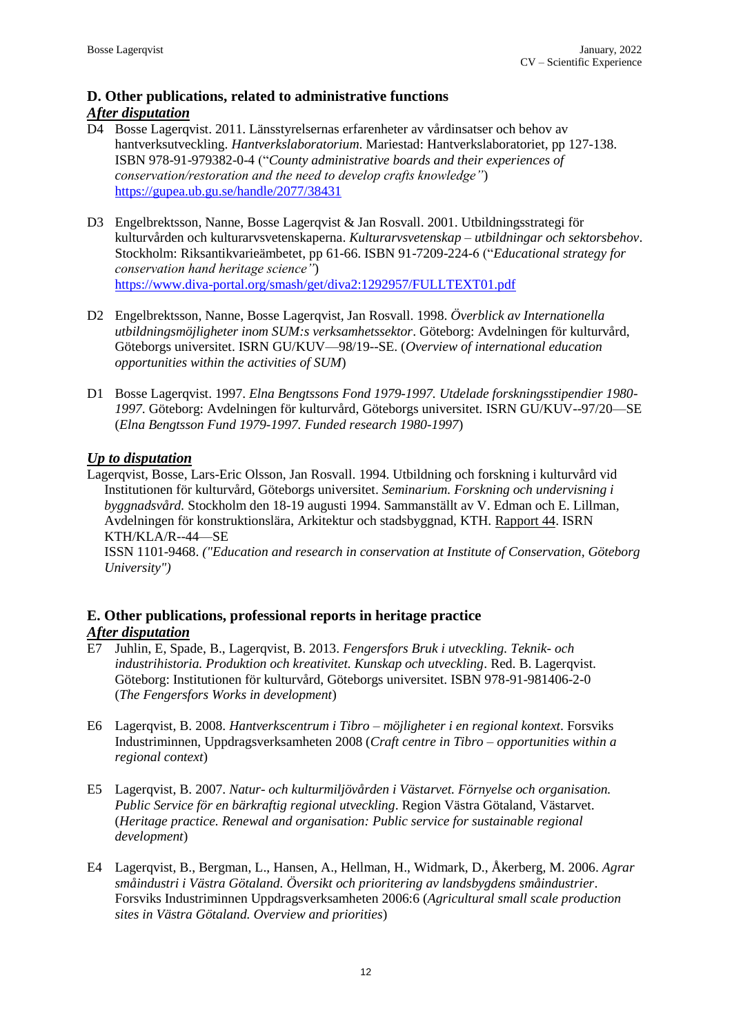## D. Other publications, related to administrative functions

***After disputation***

D4 Bosse Lagerqvist. 2011. Länsstyrelsernas erfarenheter av vårdinsatser och behov av hantverksutveckling. *Hantverkslaboratorium.* Mariestad: Hantverkslaboratoriet, pp 127-138. ISBN 978-91-979382-0-4 ("*County administrative boards and their experiences of conservation/restoration and the need to develop crafts knowledge"*) https://gupea.ub.gu.se/handle/2077/38431

D3 Engelbrektsson, Nanne, Bosse Lagerqvist & Jan Rosvall. 2001. Utbildningsstrategi för kulturvården och kulturarvsvetenskaperna. *Kulturarvsvetenskap – utbildningar och sektorsbehov*. Stockholm: Riksantikvarieämbetet, pp 61-66. ISBN 91-7209-224-6 ("*Educational strategy for conservation hand heritage science"*) https://www.diva-portal.org/smash/get/diva2:1292957/FULLTEXT01.pdf

D2 Engelbrektsson, Nanne, Bosse Lagerqvist, Jan Rosvall. 1998. *Överblick av Internationella utbildningsmöjligheter inom SUM:s verksamhetssektor*. Göteborg: Avdelningen för kulturvård, Göteborgs universitet. ISRN GU/KUV—98/19--SE. (*Overview of international education opportunities within the activities of SUM*)

D1 Bosse Lagerqvist. 1997. *Elna Bengtssons Fond 1979-1997. Utdelade forskningsstipendier 1980-1997*. Göteborg: Avdelningen för kulturvård, Göteborgs universitet. ISRN GU/KUV--97/20—SE (*Elna Bengtsson Fund 1979-1997. Funded research 1980-1997*)

***Up to disputation***

Lagerqvist, Bosse, Lars-Eric Olsson, Jan Rosvall. 1994. Utbildning och forskning i kulturvård vid Institutionen för kulturvård, Göteborgs universitet. *Seminarium. Forskning och undervisning i byggnadsvård.* Stockholm den 18-19 augusti 1994. Sammanställt av V. Edman och E. Lillman, Avdelningen för konstruktionslära, Arkitektur och stadsbyggnad, KTH. Rapport 44. ISRN KTH/KLA/R--44—SE
ISSN 1101-9468. *("Education and research in conservation at Institute of Conservation, Göteborg University")*

## E. Other publications, professional reports in heritage practice

***After disputation***

E7 Juhlin, E, Spade, B., Lagerqvist, B. 2013. *Fengersfors Bruk i utveckling. Teknik- och industrihistoria. Produktion och kreativitet. Kunskap och utveckling*. Red. B. Lagerqvist. Göteborg: Institutionen för kulturvård, Göteborgs universitet. ISBN 978-91-981406-2-0 (*The Fengersfors Works in development*)

E6 Lagerqvist, B. 2008. *Hantverkscentrum i Tibro – möjligheter i en regional kontext*. Forsviks Industriminnen, Uppdragsverksamheten 2008 (*Craft centre in Tibro – opportunities within a regional context*)

E5 Lagerqvist, B. 2007. *Natur- och kulturmiljövården i Västarvet. Förnyelse och organisation. Public Service för en bärkraftig regional utveckling*. Region Västra Götaland, Västarvet. (*Heritage practice. Renewal and organisation: Public service for sustainable regional development*)

E4 Lagerqvist, B., Bergman, L., Hansen, A., Hellman, H., Widmark, D., Åkerberg, M. 2006. *Agrar småindustri i Västra Götaland. Översikt och prioritering av landsbygdens småindustrier*. Forsviks Industriminnen Uppdragsverksamheten 2006:6 (*Agricultural small scale production sites in Västra Götaland. Overview and priorities*)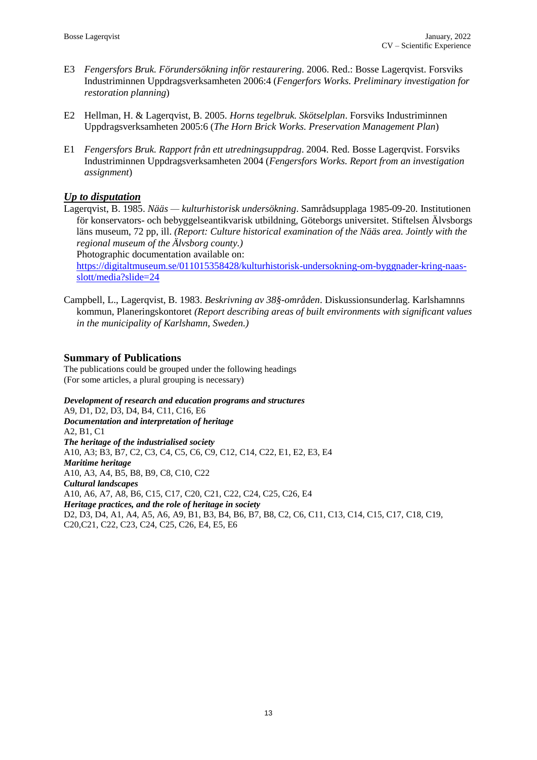E3 *Fengersfors Bruk. Förundersökning inför restaurering*. 2006. Red.: Bosse Lagerqvist. Forsviks Industriminnen Uppdragsverksamheten 2006:4 (*Fengerfors Works. Preliminary investigation for restoration planning*)

E2 Hellman, H. & Lagerqvist, B. 2005. *Horns tegelbruk. Skötselplan*. Forsviks Industriminnen Uppdragsverksamheten 2005:6 (*The Horn Brick Works. Preservation Management Plan*)

E1 *Fengersfors Bruk. Rapport från ett utredningsuppdrag*. 2004. Red. Bosse Lagerqvist. Forsviks Industriminnen Uppdragsverksamheten 2004 (*Fengersfors Works. Report from an investigation assignment*)

### ***Up to disputation***

Lagerqvist, B. 1985. *Nääs — kulturhistorisk undersökning*. Samrådsupplaga 1985-09-20. Institutionen för konservators- och bebyggelseantikvarisk utbildning, Göteborgs universitet. Stiftelsen Älvsborgs läns museum, 72 pp, ill. *(Report: Culture historical examination of the Nääs area. Jointly with the regional museum of the Älvsborg county.)*
Photographic documentation available on:
[https://digitaltmuseum.se/011015358428/kulturhistorisk-undersokning-om-byggnader-kring-naas-slott/media?slide=24](https://digitaltmuseum.se/011015358428/kulturhistorisk-undersokning-om-byggnader-kring-naas-slott/media?slide=24)

Campbell, L., Lagerqvist, B. 1983. *Beskrivning av 38§-områden*. Diskussionsunderlag. Karlshamnns kommun, Planeringskontoret *(Report describing areas of built environments with significant values in the municipality of Karlshamn, Sweden.)*

## Summary of Publications

The publications could be grouped under the following headings
(For some articles, a plural grouping is necessary)

***Development of research and education programs and structures***
A9, D1, D2, D3, D4, B4, C11, C16, E6
***Documentation and interpretation of heritage***
A2, B1, C1
***The heritage of the industrialised society***
A10, A3; B3, B7, C2, C3, C4, C5, C6, C9, C12, C14, C22, E1, E2, E3, E4
***Maritime heritage***
A10, A3, A4, B5, B8, B9, C8, C10, C22
***Cultural landscapes***
A10, A6, A7, A8, B6, C15, C17, C20, C21, C22, C24, C25, C26, E4
***Heritage practices, and the role of heritage in society***
D2, D3, D4, A1, A4, A5, A6, A9, B1, B3, B4, B6, B7, B8, C2, C6, C11, C13, C14, C15, C17, C18, C19, C20,C21, C22, C23, C24, C25, C26, E4, E5, E6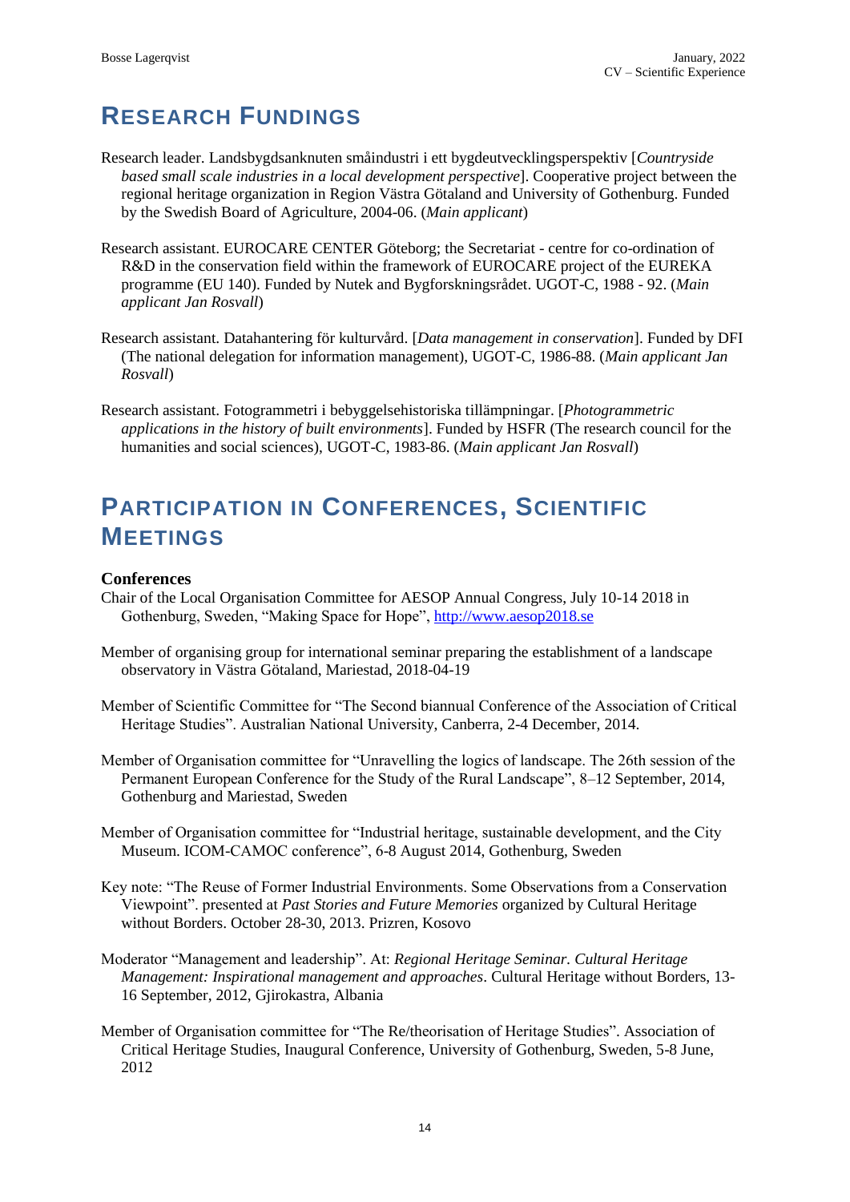# Research Fundings

Research leader. Landsbygdsanknuten småindustri i ett bygdeutvecklingsperspektiv [*Countryside based small scale industries in a local development perspective*]. Cooperative project between the regional heritage organization in Region Västra Götaland and University of Gothenburg. Funded by the Swedish Board of Agriculture, 2004-06. (*Main applicant*)

Research assistant. EUROCARE CENTER Göteborg; the Secretariat - centre for co-ordination of R&D in the conservation field within the framework of EUROCARE project of the EUREKA programme (EU 140). Funded by Nutek and Bygforskningsrådet. UGOT-C, 1988 - 92. (*Main applicant Jan Rosvall*)

Research assistant. Datahantering för kulturvård. [*Data management in conservation*]. Funded by DFI (The national delegation for information management), UGOT-C, 1986-88. (*Main applicant Jan Rosvall*)

Research assistant. Fotogrammetri i bebyggelsehistoriska tillämpningar. [*Photogrammetric applications in the history of built environments*]. Funded by HSFR (The research council for the humanities and social sciences), UGOT-C, 1983-86. (*Main applicant Jan Rosvall*)

# Participation in Conferences, Scientific Meetings

### Conferences

Chair of the Local Organisation Committee for AESOP Annual Congress, July 10-14 2018 in Gothenburg, Sweden, “Making Space for Hope”, http://www.aesop2018.se

Member of organising group for international seminar preparing the establishment of a landscape observatory in Västra Götaland, Mariestad, 2018-04-19

Member of Scientific Committee for “The Second biannual Conference of the Association of Critical Heritage Studies”. Australian National University, Canberra, 2-4 December, 2014.

Member of Organisation committee for “Unravelling the logics of landscape. The 26th session of the Permanent European Conference for the Study of the Rural Landscape”, 8–12 September, 2014, Gothenburg and Mariestad, Sweden

Member of Organisation committee for “Industrial heritage, sustainable development, and the City Museum. ICOM-CAMOC conference”, 6-8 August 2014, Gothenburg, Sweden

Key note: “The Reuse of Former Industrial Environments. Some Observations from a Conservation Viewpoint”. presented at *Past Stories and Future Memories* organized by Cultural Heritage without Borders. October 28-30, 2013. Prizren, Kosovo

Moderator “Management and leadership”. At: *Regional Heritage Seminar. Cultural Heritage Management: Inspirational management and approaches*. Cultural Heritage without Borders, 13-16 September, 2012, Gjirokastra, Albania

Member of Organisation committee for “The Re/theorisation of Heritage Studies”. Association of Critical Heritage Studies, Inaugural Conference, University of Gothenburg, Sweden, 5-8 June, 2012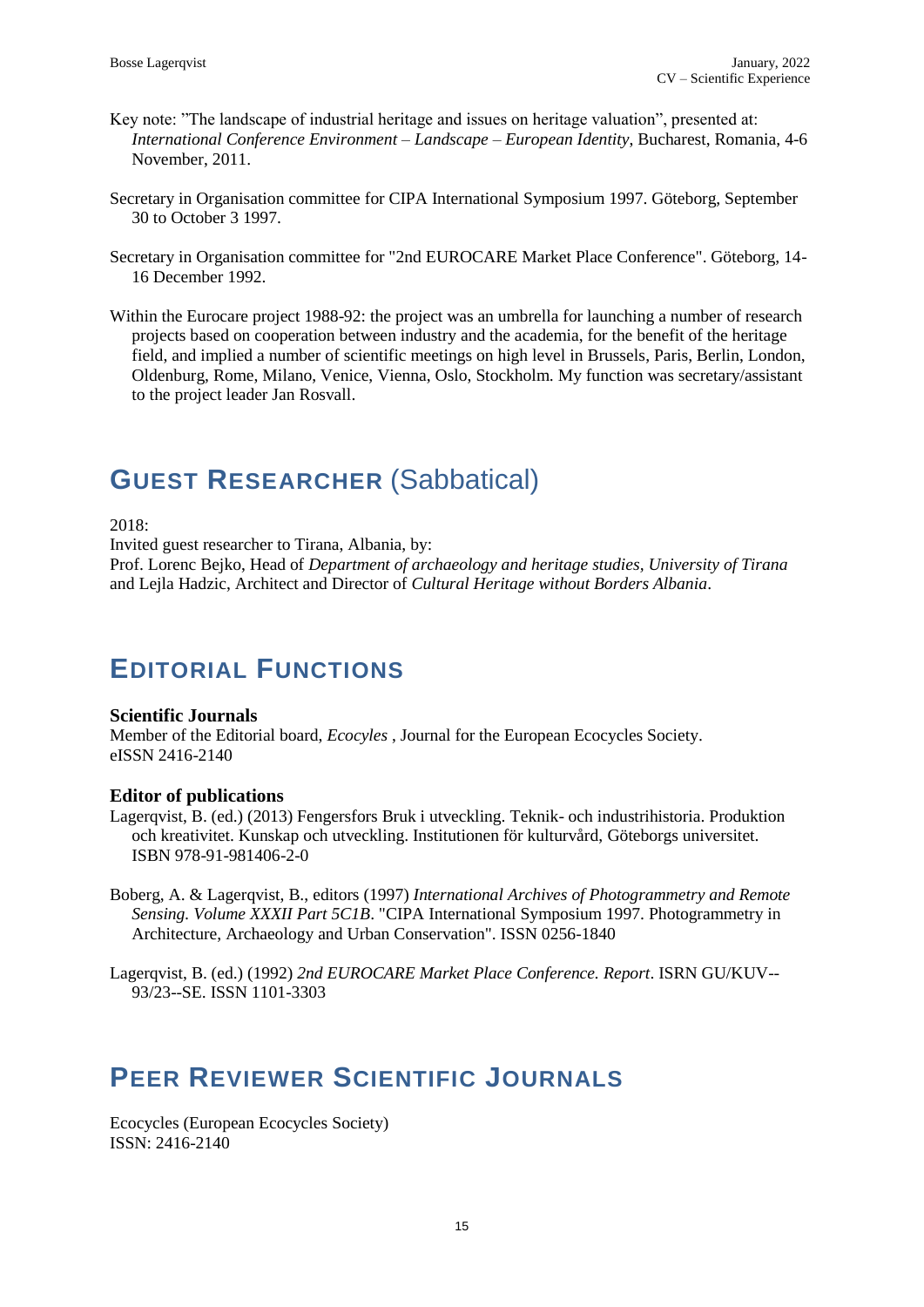Key note: ”The landscape of industrial heritage and issues on heritage valuation”, presented at: *International Conference Environment – Landscape – European Identity*, Bucharest, Romania, 4-6 November, 2011.

Secretary in Organisation committee for CIPA International Symposium 1997. Göteborg, September 30 to October 3 1997.

Secretary in Organisation committee for "2nd EUROCARE Market Place Conference". Göteborg, 14-16 December 1992.

Within the Eurocare project 1988-92: the project was an umbrella for launching a number of research projects based on cooperation between industry and the academia, for the benefit of the heritage field, and implied a number of scientific meetings on high level in Brussels, Paris, Berlin, London, Oldenburg, Rome, Milano, Venice, Vienna, Oslo, Stockholm. My function was secretary/assistant to the project leader Jan Rosvall.

## GUEST RESEARCHER (Sabbatical)

2018:
Invited guest researcher to Tirana, Albania, by:
Prof. Lorenc Bejko, Head of *Department of archaeology and heritage studies, University of Tirana* and Lejla Hadzic, Architect and Director of *Cultural Heritage without Borders Albania*.

## EDITORIAL FUNCTIONS

### Scientific Journals

Member of the Editorial board, *Ecocyles* , Journal for the European Ecocycles Society.
eISSN 2416-2140

### Editor of publications

Lagerqvist, B. (ed.) (2013) Fengersfors Bruk i utveckling. Teknik- och industrihistoria. Produktion och kreativitet. Kunskap och utveckling. Institutionen för kulturvård, Göteborgs universitet. ISBN 978-91-981406-2-0

Boberg, A. & Lagerqvist, B., editors (1997) *International Archives of Photogrammetry and Remote Sensing. Volume XXXII Part 5C1B*. "CIPA International Symposium 1997. Photogrammetry in Architecture, Archaeology and Urban Conservation". ISSN 0256-1840

Lagerqvist, B. (ed.) (1992) *2nd EUROCARE Market Place Conference. Report*. ISRN GU/KUV--93/23--SE. ISSN 1101-3303

## PEER REVIEWER SCIENTIFIC JOURNALS

Ecocycles (European Ecocycles Society)
ISSN: 2416-2140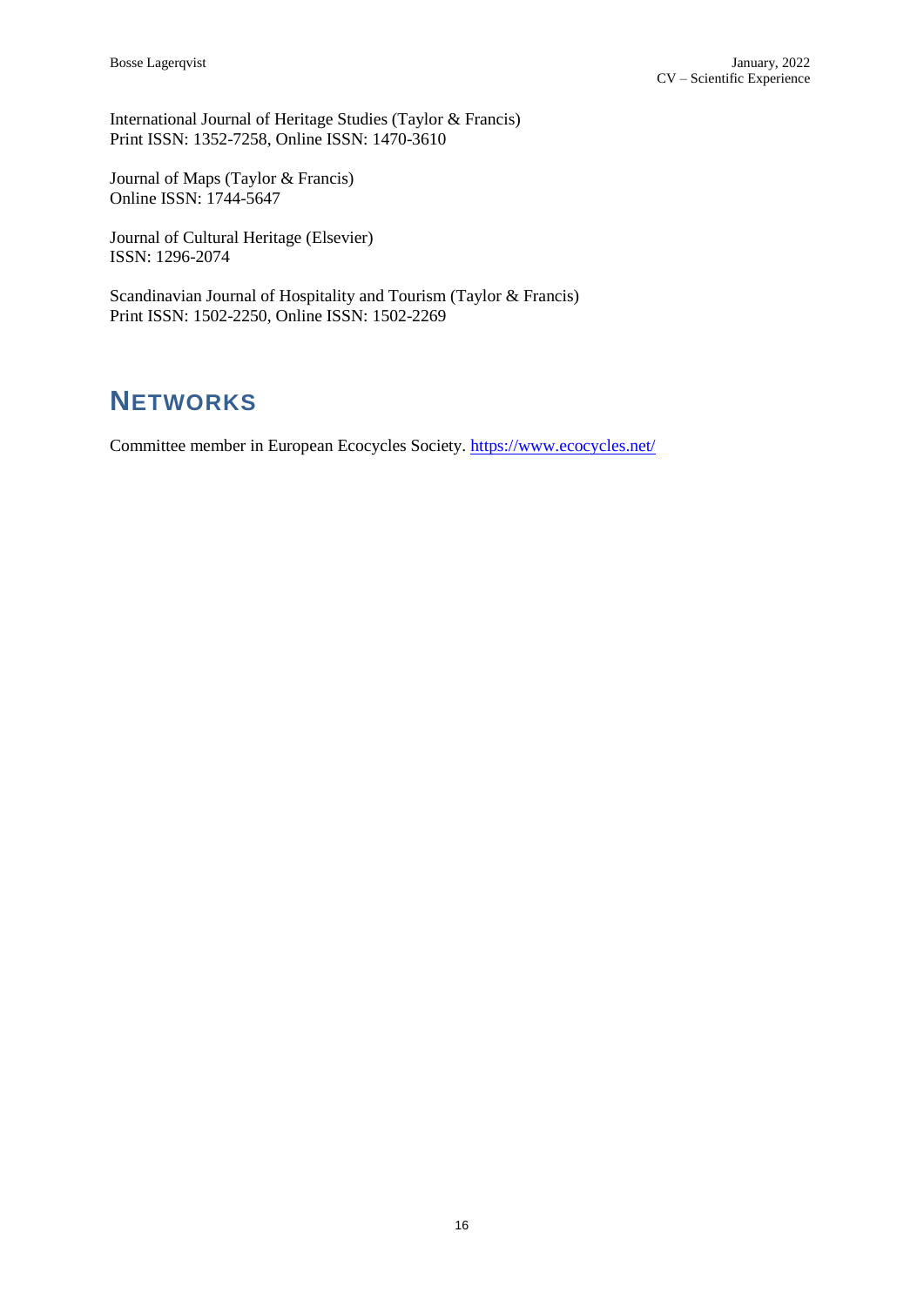International Journal of Heritage Studies (Taylor & Francis)
Print ISSN: 1352-7258, Online ISSN: 1470-3610

Journal of Maps (Taylor & Francis)
Online ISSN: 1744-5647

Journal of Cultural Heritage (Elsevier)
ISSN: 1296-2074

Scandinavian Journal of Hospitality and Tourism (Taylor & Francis)
Print ISSN: 1502-2250, Online ISSN: 1502-2269

# NETWORKS

Committee member in European Ecocycles Society. https://www.ecocycles.net/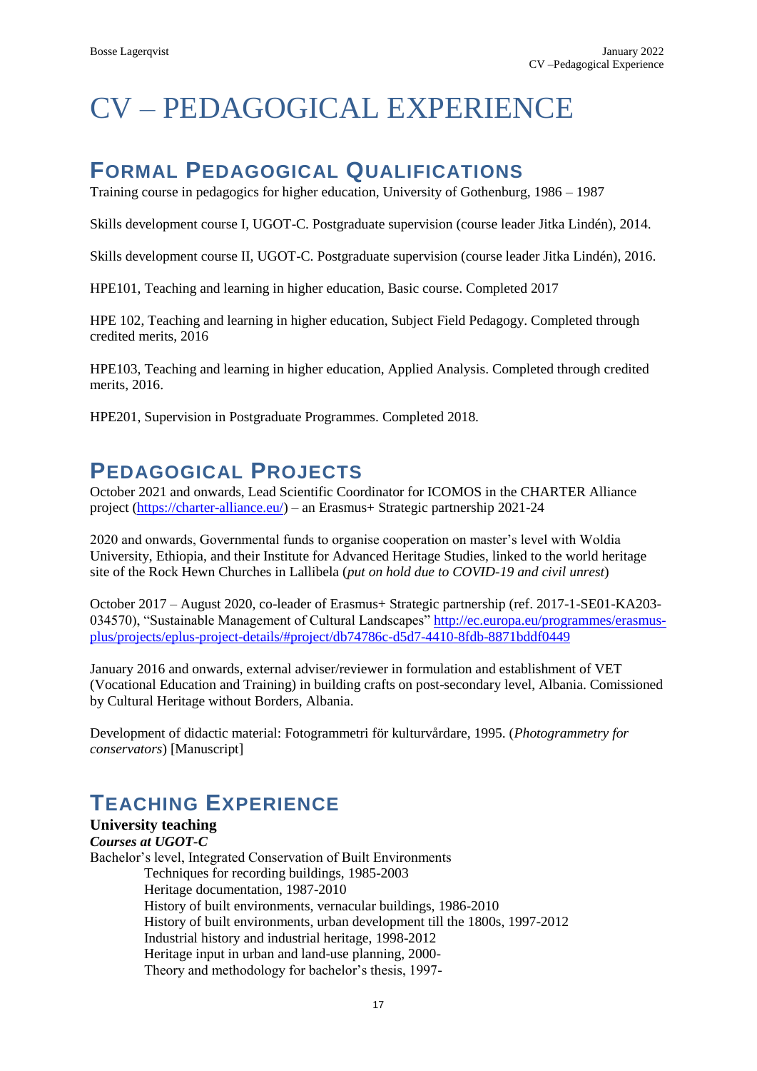# CV – PEDAGOGICAL EXPERIENCE

## FORMAL PEDAGOGICAL QUALIFICATIONS

Training course in pedagogics for higher education, University of Gothenburg, 1986 – 1987

Skills development course I, UGOT-C. Postgraduate supervision (course leader Jitka Lindén), 2014.

Skills development course II, UGOT-C. Postgraduate supervision (course leader Jitka Lindén), 2016.

HPE101, Teaching and learning in higher education, Basic course. Completed 2017

HPE 102, Teaching and learning in higher education, Subject Field Pedagogy. Completed through credited merits, 2016

HPE103, Teaching and learning in higher education, Applied Analysis. Completed through credited merits, 2016.

HPE201, Supervision in Postgraduate Programmes. Completed 2018.

## PEDAGOGICAL PROJECTS

October 2021 and onwards, Lead Scientific Coordinator for ICOMOS in the CHARTER Alliance project ([https://charter-alliance.eu/](https://charter-alliance.eu/)) – an Erasmus+ Strategic partnership 2021-24

2020 and onwards, Governmental funds to organise cooperation on master's level with Woldia University, Ethiopia, and their Institute for Advanced Heritage Studies, linked to the world heritage site of the Rock Hewn Churches in Lallibela (*put on hold due to COVID-19 and civil unrest*)

October 2017 – August 2020, co-leader of Erasmus+ Strategic partnership (ref. 2017-1-SE01-KA203-034570), "Sustainable Management of Cultural Landscapes" [http://ec.europa.eu/programmes/erasmus-plus/projects/eplus-project-details/#project/db74786c-d5d7-4410-8fdb-8871bddf0449](http://ec.europa.eu/programmes/erasmus-plus/projects/eplus-project-details/#project/db74786c-d5d7-4410-8fdb-8871bddf0449)

January 2016 and onwards, external adviser/reviewer in formulation and establishment of VET (Vocational Education and Training) in building crafts on post-secondary level, Albania. Comissioned by Cultural Heritage without Borders, Albania.

Development of didactic material: Fotogrammetri för kulturvårdare, 1995. (*Photogrammetry for conservators*) [Manuscript]

## TEACHING EXPERIENCE

### University teaching

***Courses at UGOT-C***

Bachelor's level, Integrated Conservation of Built Environments

- Techniques for recording buildings, 1985-2003
- Heritage documentation, 1987-2010
- History of built environments, vernacular buildings, 1986-2010
- History of built environments, urban development till the 1800s, 1997-2012
- Industrial history and industrial heritage, 1998-2012
- Heritage input in urban and land-use planning, 2000-
- Theory and methodology for bachelor's thesis, 1997-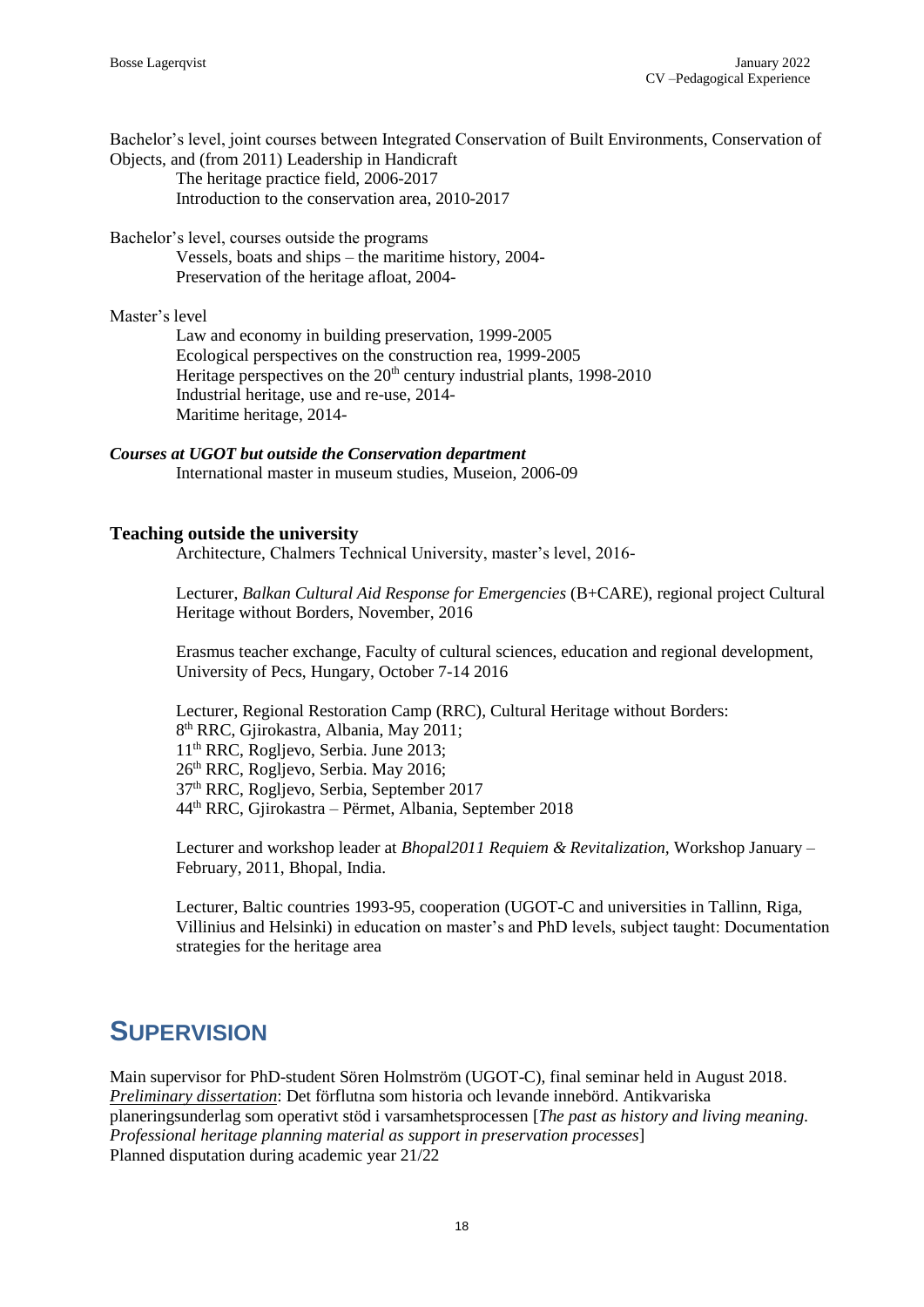Bachelor's level, joint courses between Integrated Conservation of Built Environments, Conservation of Objects, and (from 2011) Leadership in Handicraft

The heritage practice field, 2006-2017  
Introduction to the conservation area, 2010-2017

Bachelor's level, courses outside the programs

Vessels, boats and ships – the maritime history, 2004-  
Preservation of the heritage afloat, 2004-

Master's level

Law and economy in building preservation, 1999-2005  
Ecological perspectives on the construction rea, 1999-2005  
Heritage perspectives on the 20th century industrial plants, 1998-2010  
Industrial heritage, use and re-use, 2014-  
Maritime heritage, 2014-

***Courses at UGOT but outside the Conservation department***

International master in museum studies, Museion, 2006-09

### Teaching outside the university

Architecture, Chalmers Technical University, master's level, 2016-

Lecturer, *Balkan Cultural Aid Response for Emergencies* (B+CARE), regional project Cultural Heritage without Borders, November, 2016

Erasmus teacher exchange, Faculty of cultural sciences, education and regional development, University of Pecs, Hungary, October 7-14 2016

Lecturer, Regional Restoration Camp (RRC), Cultural Heritage without Borders:  
8th RRC, Gjirokastra, Albania, May 2011;  
11th RRC, Rogljevo, Serbia. June 2013;  
26th RRC, Rogljevo, Serbia. May 2016;  
37th RRC, Rogljevo, Serbia, September 2017  
44th RRC, Gjirokastra – Përmet, Albania, September 2018

Lecturer and workshop leader at *Bhopal2011 Requiem & Revitalization,* Workshop January – February, 2011, Bhopal, India.

Lecturer, Baltic countries 1993-95, cooperation (UGOT-C and universities in Tallinn, Riga, Villinius and Helsinki) in education on master's and PhD levels, subject taught: Documentation strategies for the heritage area

## Supervision

Main supervisor for PhD-student Sören Holmström (UGOT-C), final seminar held in August 2018.  
*Preliminary dissertation*: Det förflutna som historia och levande innebörd. Antikvariska planeringsunderlag som operativt stöd i varsamhetsprocessen [*The past as history and living meaning. Professional heritage planning material as support in preservation processes*]  
Planned disputation during academic year 21/22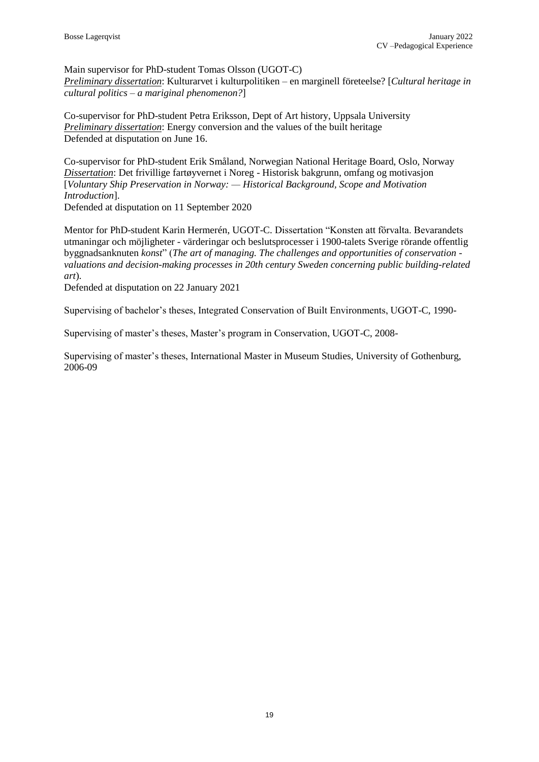Main supervisor for PhD-student Tomas Olsson (UGOT-C)
*Preliminary dissertation*: Kulturarvet i kulturpolitiken – en marginell företeelse? [*Cultural heritage in cultural politics – a mariginal phenomenon?*]

Co-supervisor for PhD-student Petra Eriksson, Dept of Art history, Uppsala University
*Preliminary dissertation*: Energy conversion and the values of the built heritage
Defended at disputation on June 16.

Co-supervisor for PhD-student Erik Småland, Norwegian National Heritage Board, Oslo, Norway
*Dissertation*: Det frivillige fartøyvernet i Noreg - Historisk bakgrunn, omfang og motivasjon [*Voluntary Ship Preservation in Norway: — Historical Background, Scope and Motivation Introduction*].
Defended at disputation on 11 September 2020

Mentor for PhD-student Karin Hermerén, UGOT-C. Dissertation "Konsten att förvalta. Bevarandets utmaningar och möjligheter - värderingar och beslutsprocesser i 1900-talets Sverige rörande offentlig byggnadsanknuten *konst*" (*The art of managing. The challenges and opportunities of conservation - valuations and decision-making processes in 20th century Sweden concerning public building-related art*).
Defended at disputation on 22 January 2021

Supervising of bachelor's theses, Integrated Conservation of Built Environments, UGOT-C, 1990-

Supervising of master's theses, Master's program in Conservation, UGOT-C, 2008-

Supervising of master's theses, International Master in Museum Studies, University of Gothenburg, 2006-09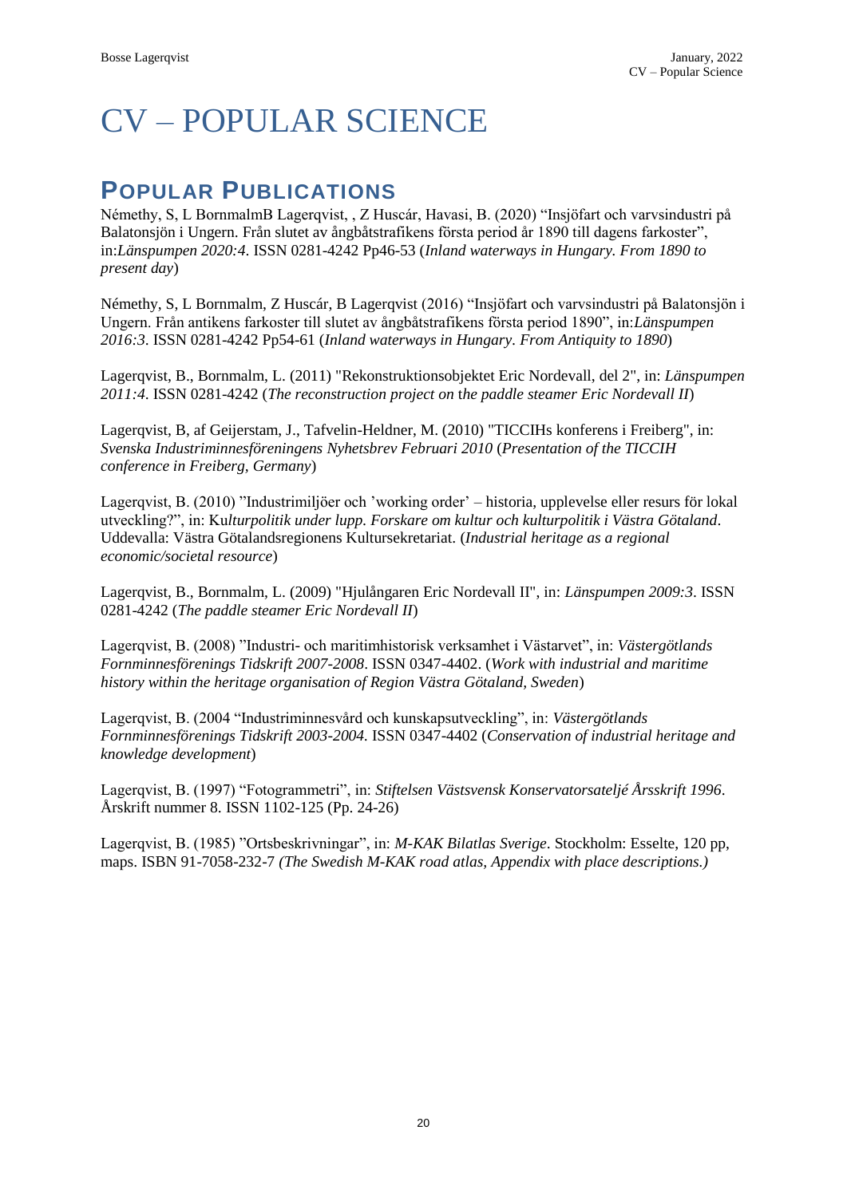# CV – POPULAR SCIENCE

## POPULAR PUBLICATIONS

Némethy, S, L BornmalmB Lagerqvist, , Z Huscár, Havasi, B. (2020) "Insjöfart och varvsindustri på Balatonsjön i Ungern. Från slutet av ångbåtstrafikens första period år 1890 till dagens farkoster", in:*Länspumpen 2020:4*. ISSN 0281-4242 Pp46-53 (*Inland waterways in Hungary. From 1890 to present day*)

Némethy, S, L Bornmalm, Z Huscár, B Lagerqvist (2016) "Insjöfart och varvsindustri på Balatonsjön i Ungern. Från antikens farkoster till slutet av ångbåtstrafikens första period 1890", in:*Länspumpen 2016:3*. ISSN 0281-4242 Pp54-61 (*Inland waterways in Hungary. From Antiquity to 1890*)

Lagerqvist, B., Bornmalm, L. (2011) "Rekonstruktionsobjektet Eric Nordevall, del 2", in: *Länspumpen 2011:4*. ISSN 0281-4242 (*The reconstruction project on the paddle steamer Eric Nordevall II*)

Lagerqvist, B, af Geijerstam, J., Tafvelin-Heldner, M. (2010) "TICCIHs konferens i Freiberg", in: *Svenska Industriminnesföreningens Nyhetsbrev Februari 2010* (*Presentation of the TICCIH conference in Freiberg, Germany*)

Lagerqvist, B. (2010) "Industrimiljöer och 'working order' – historia, upplevelse eller resurs för lokal utveckling?", in: Ku*lturpolitik under lupp. Forskare om kultur och kulturpolitik i Västra Götaland*. Uddevalla: Västra Götalandsregionens Kultursekretariat. (*Industrial heritage as a regional economic/societal resource*)

Lagerqvist, B., Bornmalm, L. (2009) "Hjulångaren Eric Nordevall II", in: *Länspumpen 2009:3*. ISSN 0281-4242 (*The paddle steamer Eric Nordevall II*)

Lagerqvist, B. (2008) "Industri- och maritimhistorisk verksamhet i Västarvet", in: *Västergötlands Fornminnesförenings Tidskrift 2007-2008*. ISSN 0347-4402. (*Work with industrial and maritime history within the heritage organisation of Region Västra Götaland, Sweden*)

Lagerqvist, B. (2004 "Industriminnesvård och kunskapsutveckling", in: *Västergötlands Fornminnesförenings Tidskrift 2003-2004*. ISSN 0347-4402 (*Conservation of industrial heritage and knowledge development*)

Lagerqvist, B. (1997) "Fotogrammetri", in: *Stiftelsen Västsvensk Konservatorsateljé Årsskrift 1996*. Årskrift nummer 8. ISSN 1102-125 (Pp. 24-26)

Lagerqvist, B. (1985) "Ortsbeskrivningar", in: *M-KAK Bilatlas Sverige*. Stockholm: Esselte, 120 pp, maps. ISBN 91-7058-232-7 *(The Swedish M-KAK road atlas, Appendix with place descriptions.)*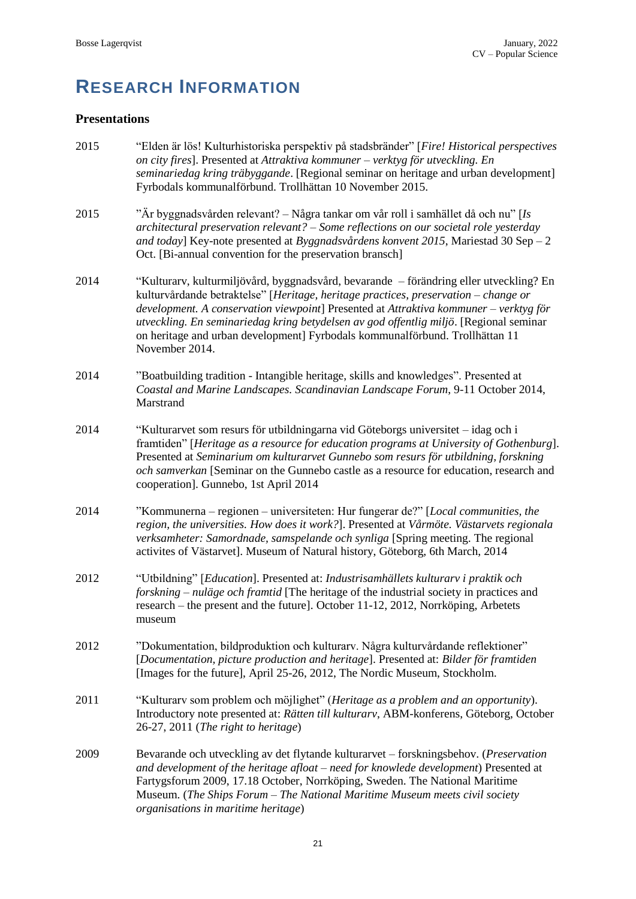# RESEARCH INFORMATION

## Presentations

2015 "Elden är lös! Kulturhistoriska perspektiv på stadsbränder" [*Fire! Historical perspectives on city fires*]. Presented at *Attraktiva kommuner – verktyg för utveckling. En seminariedag kring träbyggande*. [Regional seminar on heritage and urban development] Fyrbodals kommunalförbund. Trollhättan 10 November 2015.

2015 "Är byggnadsvården relevant? – Några tankar om vår roll i samhället då och nu" [*Is architectural preservation relevant? – Some reflections on our societal role yesterday and today*] Key-note presented at *Byggnadsvårdens konvent 2015*, Mariestad 30 Sep – 2 Oct. [Bi-annual convention for the preservation bransch]

2014 "Kulturarv, kulturmiljövård, byggnadsvård, bevarande – förändring eller utveckling? En kulturvårdande betraktelse" [*Heritage, heritage practices, preservation – change or development. A conservation viewpoint*] Presented at *Attraktiva kommuner – verktyg för utveckling. En seminariedag kring betydelsen av god offentlig miljö*. [Regional seminar on heritage and urban development] Fyrbodals kommunalförbund. Trollhättan 11 November 2014.

2014 "Boatbuilding tradition - Intangible heritage, skills and knowledges". Presented at *Coastal and Marine Landscapes. Scandinavian Landscape Forum*, 9-11 October 2014, Marstrand

2014 "Kulturarvet som resurs för utbildningarna vid Göteborgs universitet – idag och i framtiden" [*Heritage as a resource for education programs at University of Gothenburg*]. Presented at *Seminarium om kulturarvet Gunnebo som resurs för utbildning, forskning och samverkan* [Seminar on the Gunnebo castle as a resource for education, research and cooperation]. Gunnebo, 1st April 2014

2014 "Kommunerna – regionen – universiteten: Hur fungerar de?" [*Local communities, the region, the universities. How does it work?*]. Presented at *Vårmöte. Västarvets regionala verksamheter: Samordnade, samspelande och synliga* [Spring meeting. The regional activites of Västarvet]. Museum of Natural history, Göteborg, 6th March, 2014

2012 "Utbildning" [*Education*]. Presented at: *Industrisamhällets kulturarv i praktik och forskning – nuläge och framtid* [The heritage of the industrial society in practices and research – the present and the future]. October 11-12, 2012, Norrköping, Arbetets museum

2012 "Dokumentation, bildproduktion och kulturarv. Några kulturvårdande reflektioner" [*Documentation, picture production and heritage*]. Presented at: *Bilder för framtiden* [Images for the future], April 25-26, 2012, The Nordic Museum, Stockholm.

2011 "Kulturarv som problem och möjlighet" (*Heritage as a problem and an opportunity*). Introductory note presented at: *Rätten till kulturarv*, ABM-konferens, Göteborg, October 26-27, 2011 (*The right to heritage*)

2009 Bevarande och utveckling av det flytande kulturarvet – forskningsbehov. (*Preservation and development of the heritage afloat – need for knowlede development*) Presented at Fartygsforum 2009, 17.18 October, Norrköping, Sweden. The National Maritime Museum. (*The Ships Forum – The National Maritime Museum meets civil society organisations in maritime heritage*)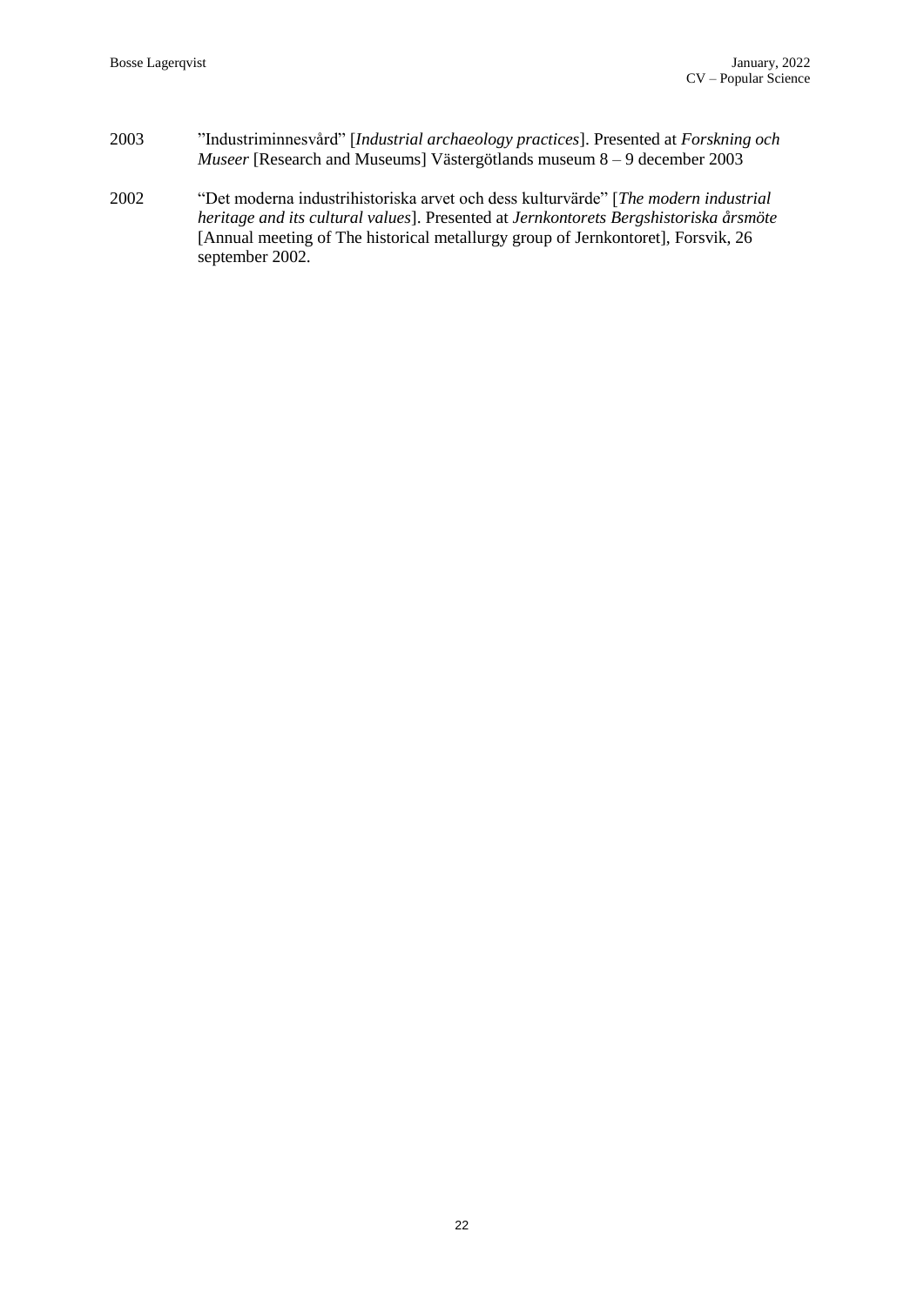2003 ”Industriminnesvård” [*Industrial archaeology practices*]. Presented at *Forskning och Museer* [Research and Museums] Västergötlands museum 8 – 9 december 2003

2002 “Det moderna industrihistoriska arvet och dess kulturvärde” [*The modern industrial heritage and its cultural values*]. Presented at *Jernkontorets Bergshistoriska årsmöte* [Annual meeting of The historical metallurgy group of Jernkontoret], Forsvik, 26 september 2002.